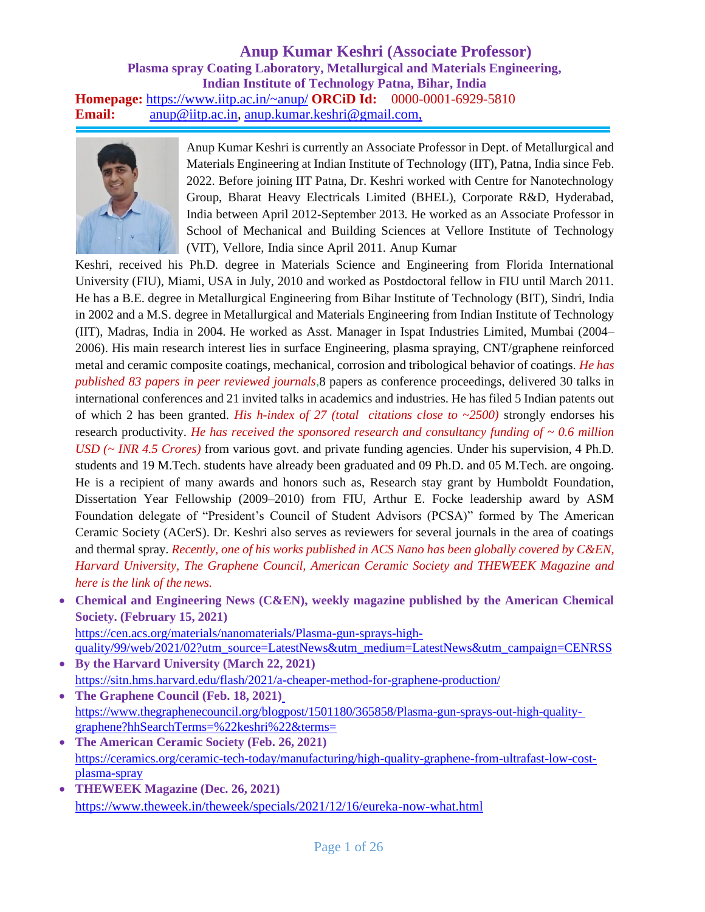# Anup Kumar Keshri (Associate Professor)

**Plasma spray Coating Laboratory, Metallurgical and Materials Engineering, Indian Institute of Technology Patna, Bihar, India**

**Homepage:** https://www.iitp.ac.in/~anup/ **ORCiD Id:** 0000-0001-6929-5810
**Email:** anup@iitp.ac.in, anup.kumar.keshri@gmail.com,

Anup Kumar Keshri is currently an Associate Professor in Dept. of Metallurgical and Materials Engineering at Indian Institute of Technology (IIT), Patna, India since Feb. 2022. Before joining IIT Patna, Dr. Keshri worked with Centre for Nanotechnology Group, Bharat Heavy Electricals Limited (BHEL), Corporate R&D, Hyderabad, India between April 2012-September 2013. He worked as an Associate Professor in School of Mechanical and Building Sciences at Vellore Institute of Technology (VIT), Vellore, India since April 2011. Anup Kumar Keshri, received his Ph.D. degree in Materials Science and Engineering from Florida International University (FIU), Miami, USA in July, 2010 and worked as Postdoctoral fellow in FIU until March 2011. He has a B.E. degree in Metallurgical Engineering from Bihar Institute of Technology (BIT), Sindri, India in 2002 and a M.S. degree in Metallurgical and Materials Engineering from Indian Institute of Technology (IIT), Madras, India in 2004. He worked as Asst. Manager in Ispat Industries Limited, Mumbai (2004–2006). His main research interest lies in surface Engineering, plasma spraying, CNT/graphene reinforced metal and ceramic composite coatings, mechanical, corrosion and tribological behavior of coatings. *He has published 83 papers in peer reviewed journals*,8 papers as conference proceedings, delivered 30 talks in international conferences and 21 invited talks in academics and industries. He has filed 5 Indian patents out of which 2 has been granted. *His h-index of 27 (total citations close to ~2500)* strongly endorses his research productivity. *He has received the sponsored research and consultancy funding of ~ 0.6 million USD (~ INR 4.5 Crores)* from various govt. and private funding agencies. Under his supervision, 4 Ph.D. students and 19 M.Tech. students have already been graduated and 09 Ph.D. and 05 M.Tech. are ongoing. He is a recipient of many awards and honors such as, Research stay grant by Humboldt Foundation, Dissertation Year Fellowship (2009–2010) from FIU, Arthur E. Focke leadership award by ASM Foundation delegate of "President's Council of Student Advisors (PCSA)" formed by The American Ceramic Society (ACerS). Dr. Keshri also serves as reviewers for several journals in the area of coatings and thermal spray. *Recently, one of his works published in ACS Nano has been globally covered by C&EN, Harvard University, The Graphene Council, American Ceramic Society and THEWEEK Magazine and here is the link of the news.*

- **Chemical and Engineering News (C&EN), weekly magazine published by the American Chemical Society. (February 15, 2021)**
  https://cen.acs.org/materials/nanomaterials/Plasma-gun-sprays-high-quality/99/web/2021/02?utm_source=LatestNews&utm_medium=LatestNews&utm_campaign=CENRSS
- **By the Harvard University (March 22, 2021)**
  https://sitn.hms.harvard.edu/flash/2021/a-cheaper-method-for-graphene-production/
- **The Graphene Council (Feb. 18, 2021)**
  https://www.thegraphenecouncil.org/blogpost/1501180/365858/Plasma-gun-sprays-out-high-quality-graphene?hhSearchTerms=%22keshri%22&terms=
- **The American Ceramic Society (Feb. 26, 2021)**
  https://ceramics.org/ceramic-tech-today/manufacturing/high-quality-graphene-from-ultrafast-low-cost-plasma-spray
- **THEWEEK Magazine (Dec. 26, 2021)**
  https://www.theweek.in/theweek/specials/2021/12/16/eureka-now-what.html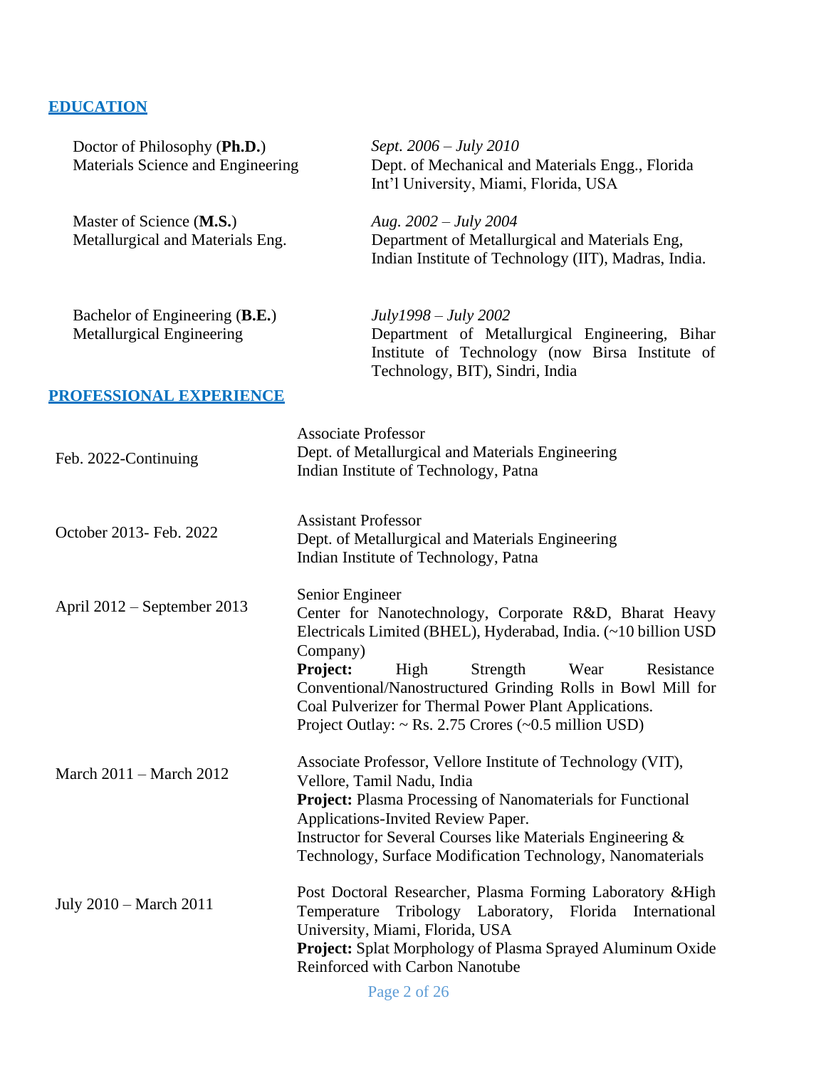## EDUCATION

| | |
|---|---|
| Doctor of Philosophy (**Ph.D.**)<br>Materials Science and Engineering | *Sept. 2006 – July 2010*<br>Dept. of Mechanical and Materials Engg., Florida Int'l University, Miami, Florida, USA |
| Master of Science (**M.S.**)<br>Metallurgical and Materials Eng. | *Aug. 2002 – July 2004*<br>Department of Metallurgical and Materials Eng, Indian Institute of Technology (IIT), Madras, India. |
| Bachelor of Engineering (**B.E.**)<br>Metallurgical Engineering | *July1998 – July 2002*<br>Department of Metallurgical Engineering, Bihar Institute of Technology (now Birsa Institute of Technology, BIT), Sindri, India |

## PROFESSIONAL EXPERIENCE

| | |
|---|---|
| Feb. 2022-Continuing | Associate Professor<br>Dept. of Metallurgical and Materials Engineering<br>Indian Institute of Technology, Patna |
| October 2013- Feb. 2022 | Assistant Professor<br>Dept. of Metallurgical and Materials Engineering<br>Indian Institute of Technology, Patna |
| April 2012 – September 2013 | Senior Engineer<br>Center for Nanotechnology, Corporate R&D, Bharat Heavy Electricals Limited (BHEL), Hyderabad, India. (~10 billion USD Company)<br>**Project:** High Strength Wear Resistance Conventional/Nanostructured Grinding Rolls in Bowl Mill for Coal Pulverizer for Thermal Power Plant Applications.<br>Project Outlay: ~ Rs. 2.75 Crores (~0.5 million USD) |
| March 2011 – March 2012 | Associate Professor, Vellore Institute of Technology (VIT), Vellore, Tamil Nadu, India<br>**Project:** Plasma Processing of Nanomaterials for Functional Applications-Invited Review Paper.<br>Instructor for Several Courses like Materials Engineering & Technology, Surface Modification Technology, Nanomaterials |
| July 2010 – March 2011 | Post Doctoral Researcher, Plasma Forming Laboratory &High Temperature Tribology Laboratory, Florida International University, Miami, Florida, USA<br>**Project:** Splat Morphology of Plasma Sprayed Aluminum Oxide Reinforced with Carbon Nanotube |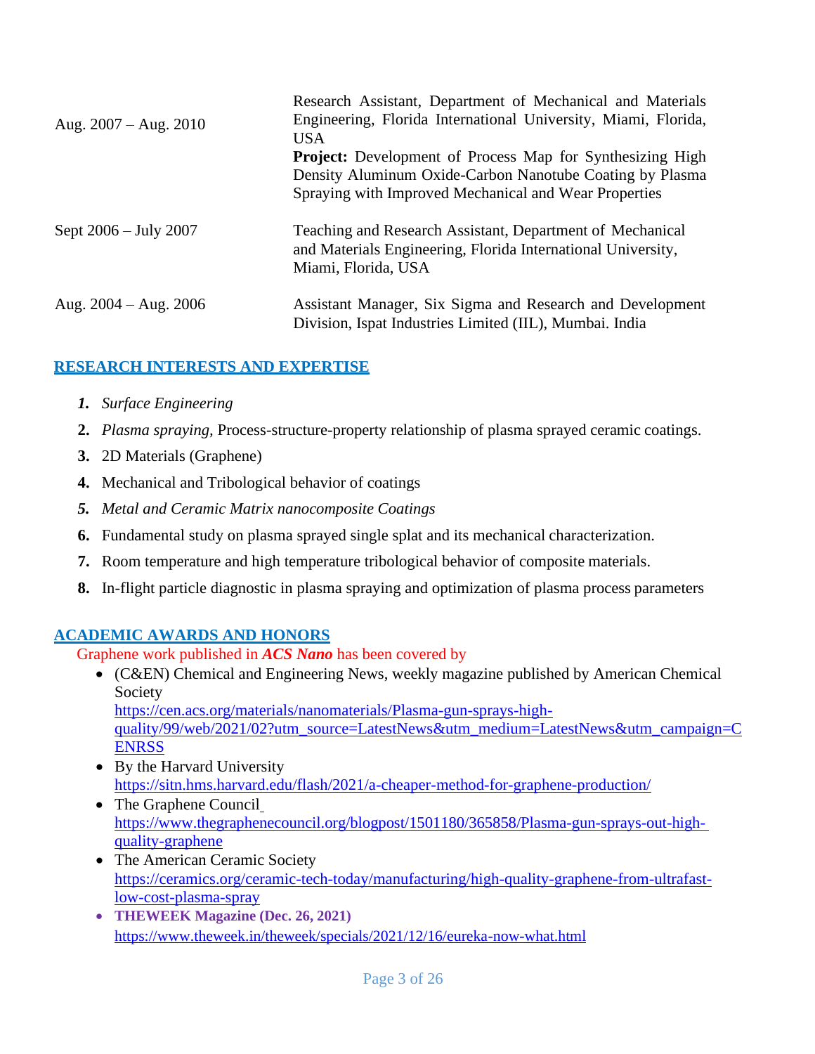| | |
|---|---|
| Aug. 2007 – Aug. 2010 | Research Assistant, Department of Mechanical and Materials Engineering, Florida International University, Miami, Florida, USA<br>**Project:** Development of Process Map for Synthesizing High Density Aluminum Oxide-Carbon Nanotube Coating by Plasma Spraying with Improved Mechanical and Wear Properties |
| Sept 2006 – July 2007 | Teaching and Research Assistant, Department of Mechanical and Materials Engineering, Florida International University, Miami, Florida, USA |
| Aug. 2004 – Aug. 2006 | Assistant Manager, Six Sigma and Research and Development Division, Ispat Industries Limited (IIL), Mumbai. India |

## RESEARCH INTERESTS AND EXPERTISE

1. *Surface Engineering*
2. *Plasma spraying,* Process-structure-property relationship of plasma sprayed ceramic coatings.
3. 2D Materials (Graphene)
4. Mechanical and Tribological behavior of coatings
5. *Metal and Ceramic Matrix nanocomposite Coatings*
6. Fundamental study on plasma sprayed single splat and its mechanical characterization.
7. Room temperature and high temperature tribological behavior of composite materials.
8. In-flight particle diagnostic in plasma spraying and optimization of plasma process parameters

## ACADEMIC AWARDS AND HONORS

Graphene work published in ***ACS Nano*** has been covered by

- (C&EN) Chemical and Engineering News, weekly magazine published by American Chemical Society
  https://cen.acs.org/materials/nanomaterials/Plasma-gun-sprays-high-quality/99/web/2021/02?utm_source=LatestNews&utm_medium=LatestNews&utm_campaign=CENRSS
- By the Harvard University
  https://sitn.hms.harvard.edu/flash/2021/a-cheaper-method-for-graphene-production/
- The Graphene Council
  https://www.thegraphenecouncil.org/blogpost/1501180/365858/Plasma-gun-sprays-out-high-quality-graphene
- The American Ceramic Society
  https://ceramics.org/ceramic-tech-today/manufacturing/high-quality-graphene-from-ultrafast-low-cost-plasma-spray
- **THEWEEK Magazine (Dec. 26, 2021)**
  https://www.theweek.in/theweek/specials/2021/12/16/eureka-now-what.html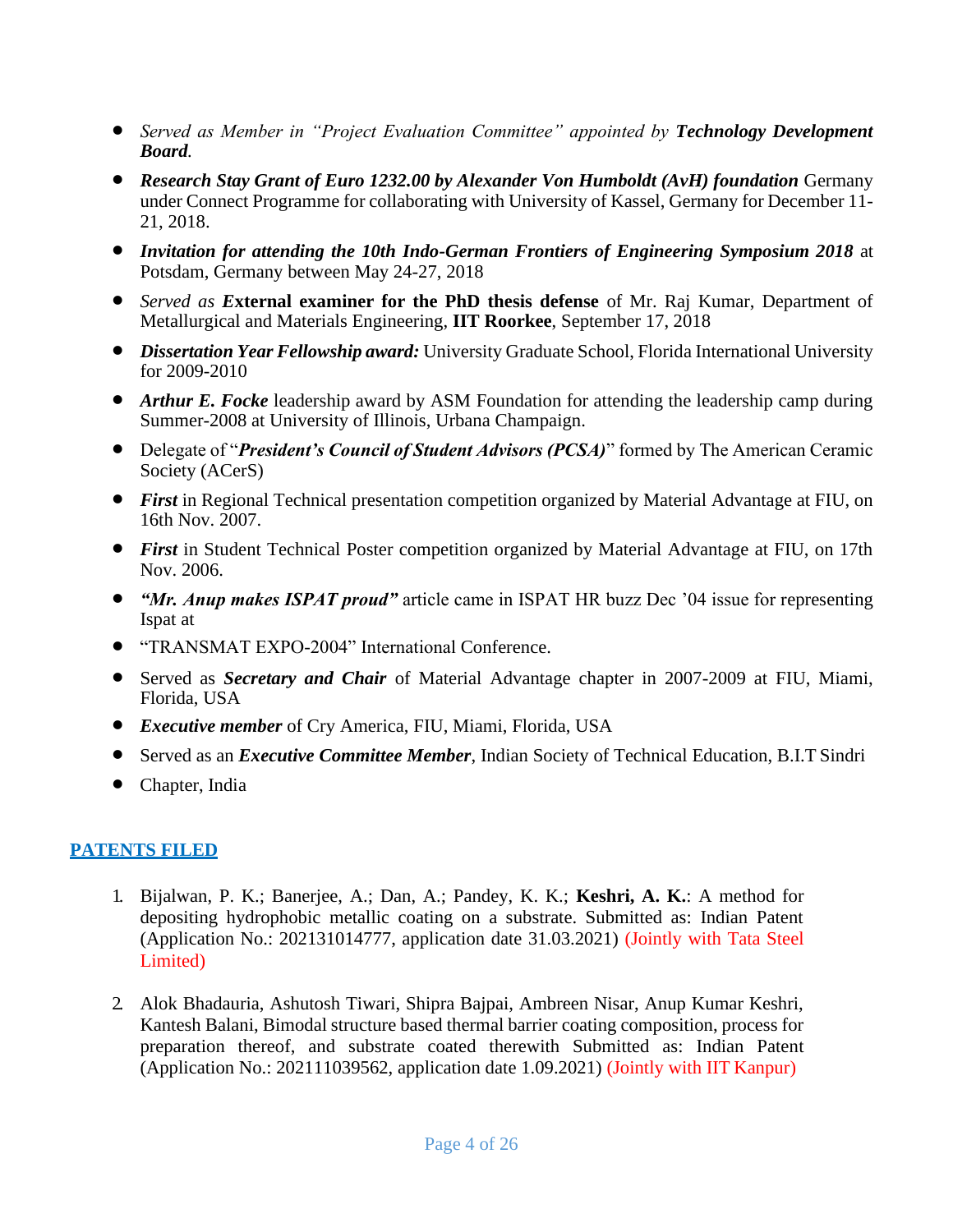- *Served as Member in "Project Evaluation Committee" appointed by* ***Technology Development Board****.*
- ***Research Stay Grant of Euro 1232.00 by Alexander Von Humboldt (AvH) foundation*** Germany under Connect Programme for collaborating with University of Kassel, Germany for December 11-21, 2018.
- ***Invitation for attending the 10th Indo-German Frontiers of Engineering Symposium 2018*** at Potsdam, Germany between May 24-27, 2018
- *Served as* ***E*****xternal examiner for the PhD thesis defense** of Mr. Raj Kumar, Department of Metallurgical and Materials Engineering, **IIT Roorkee**, September 17, 2018
- ***Dissertation Year Fellowship award:*** University Graduate School, Florida International University for 2009-2010
- ***Arthur E. Focke*** leadership award by ASM Foundation for attending the leadership camp during Summer-2008 at University of Illinois, Urbana Champaign.
- Delegate of "***President's Council of Student Advisors (PCSA)***" formed by The American Ceramic Society (ACerS)
- ***First*** in Regional Technical presentation competition organized by Material Advantage at FIU, on 16th Nov. 2007.
- ***First*** in Student Technical Poster competition organized by Material Advantage at FIU, on 17th Nov. 2006.
- ***"Mr. Anup makes ISPAT proud"*** article came in ISPAT HR buzz Dec '04 issue for representing Ispat at
- "TRANSMAT EXPO-2004" International Conference.
- Served as ***Secretary and Chair*** of Material Advantage chapter in 2007-2009 at FIU, Miami, Florida, USA
- ***Executive member*** of Cry America, FIU, Miami, Florida, USA
- Served as an ***Executive Committee Member***, Indian Society of Technical Education, B.I.T Sindri
- Chapter, India

## PATENTS FILED

1. Bijalwan, P. K.; Banerjee, A.; Dan, A.; Pandey, K. K.; **Keshri, A. K.**: A method for depositing hydrophobic metallic coating on a substrate. Submitted as: Indian Patent (Application No.: 202131014777, application date 31.03.2021) (Jointly with Tata Steel Limited)

2. Alok Bhadauria, Ashutosh Tiwari, Shipra Bajpai, Ambreen Nisar, Anup Kumar Keshri, Kantesh Balani, Bimodal structure based thermal barrier coating composition, process for preparation thereof, and substrate coated therewith Submitted as: Indian Patent (Application No.: 202111039562, application date 1.09.2021) (Jointly with IIT Kanpur)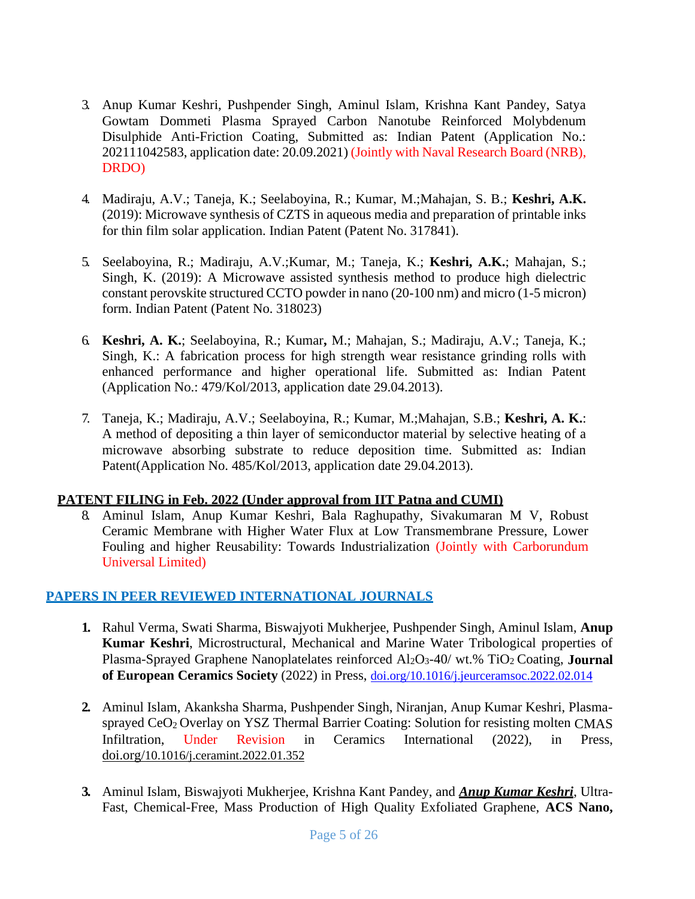3. Anup Kumar Keshri, Pushpender Singh, Aminul Islam, Krishna Kant Pandey, Satya Gowtam Dommeti Plasma Sprayed Carbon Nanotube Reinforced Molybdenum Disulphide Anti-Friction Coating, Submitted as: Indian Patent (Application No.: 202111042583, application date: 20.09.2021) (Jointly with Naval Research Board (NRB), DRDO)

4. Madiraju, A.V.; Taneja, K.; Seelaboyina, R.; Kumar, M.;Mahajan, S. B.; **Keshri, A.K.** (2019): Microwave synthesis of CZTS in aqueous media and preparation of printable inks for thin film solar application. Indian Patent (Patent No. 317841).

5. Seelaboyina, R.; Madiraju, A.V.;Kumar, M.; Taneja, K.; **Keshri, A.K.**; Mahajan, S.; Singh, K. (2019): A Microwave assisted synthesis method to produce high dielectric constant perovskite structured CCTO powder in nano (20-100 nm) and micro (1-5 micron) form. Indian Patent (Patent No. 318023)

6. **Keshri, A. K.**; Seelaboyina, R.; Kumar**,** M.; Mahajan, S.; Madiraju, A.V.; Taneja, K.; Singh, K.: A fabrication process for high strength wear resistance grinding rolls with enhanced performance and higher operational life. Submitted as: Indian Patent (Application No.: 479/Kol/2013, application date 29.04.2013).

7. Taneja, K.; Madiraju, A.V.; Seelaboyina, R.; Kumar, M.;Mahajan, S.B.; **Keshri, A. K.**: A method of depositing a thin layer of semiconductor material by selective heating of a microwave absorbing substrate to reduce deposition time. Submitted as: Indian Patent(Application No. 485/Kol/2013, application date 29.04.2013).

**PATENT FILING in Feb. 2022 (Under approval from IIT Patna and CUMI)**

8. Aminul Islam, Anup Kumar Keshri, Bala Raghupathy, Sivakumaran M V, Robust Ceramic Membrane with Higher Water Flux at Low Transmembrane Pressure, Lower Fouling and higher Reusability: Towards Industrialization (Jointly with Carborundum Universal Limited)

## PAPERS IN PEER REVIEWED INTERNATIONAL JOURNALS

1. Rahul Verma, Swati Sharma, Biswajyoti Mukherjee, Pushpender Singh, Aminul Islam, **Anup Kumar Keshri**, Microstructural, Mechanical and Marine Water Tribological properties of Plasma-Sprayed Graphene Nanoplatelates reinforced $Al_2O_3$-40/ wt.% $TiO_2$ Coating, **Journal of European Ceramics Society** (2022) in Press, doi.org/10.1016/j.jeurceramsoc.2022.02.014

2. Aminul Islam, Akanksha Sharma, Pushpender Singh, Niranjan, Anup Kumar Keshri, Plasma-sprayed $CeO_2$ Overlay on YSZ Thermal Barrier Coating: Solution for resisting molten CMAS Infiltration, Under Revision in Ceramics International (2022), in Press, doi.org/10.1016/j.ceramint.2022.01.352

3. Aminul Islam, Biswajyoti Mukherjee, Krishna Kant Pandey, and ***Anup Kumar Keshri***, Ultra-Fast, Chemical-Free, Mass Production of High Quality Exfoliated Graphene, **ACS Nano,**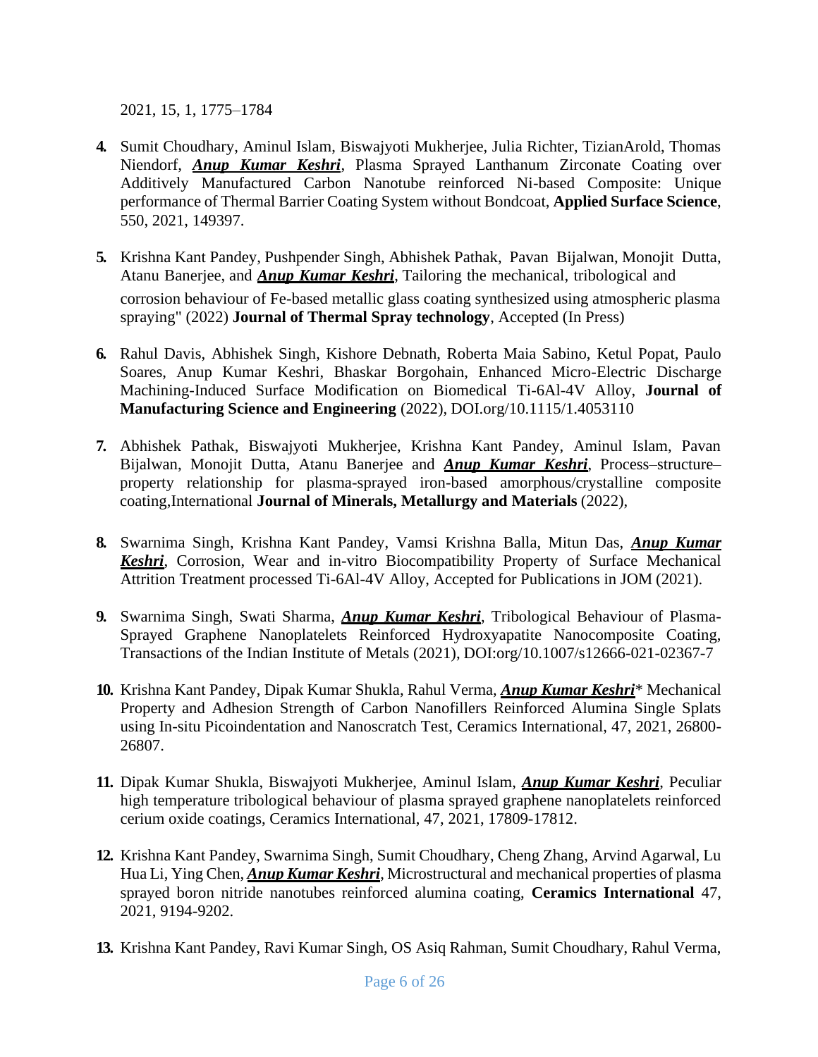2021, 15, 1, 1775–1784

4. Sumit Choudhary, Aminul Islam, Biswajyoti Mukherjee, Julia Richter, TizianArold, Thomas Niendorf, ***Anup Kumar Keshri***, Plasma Sprayed Lanthanum Zirconate Coating over Additively Manufactured Carbon Nanotube reinforced Ni-based Composite: Unique performance of Thermal Barrier Coating System without Bondcoat, **Applied Surface Science**, 550, 2021, 149397.

5. Krishna Kant Pandey, Pushpender Singh, Abhishek Pathak, Pavan Bijalwan, Monojit Dutta, Atanu Banerjee, and ***Anup Kumar Keshri***, Tailoring the mechanical, tribological and corrosion behaviour of Fe-based metallic glass coating synthesized using atmospheric plasma spraying" (2022) **Journal of Thermal Spray technology**, Accepted (In Press)

6. Rahul Davis, Abhishek Singh, Kishore Debnath, Roberta Maia Sabino, Ketul Popat, Paulo Soares, Anup Kumar Keshri, Bhaskar Borgohain, Enhanced Micro-Electric Discharge Machining-Induced Surface Modification on Biomedical Ti-6Al-4V Alloy, **Journal of Manufacturing Science and Engineering** (2022), DOI.org/10.1115/1.4053110

7. Abhishek Pathak, Biswajyoti Mukherjee, Krishna Kant Pandey, Aminul Islam, Pavan Bijalwan, Monojit Dutta, Atanu Banerjee and ***Anup Kumar Keshri***, Process–structure–property relationship for plasma-sprayed iron-based amorphous/crystalline composite coating,International **Journal of Minerals, Metallurgy and Materials** (2022),

8. Swarnima Singh, Krishna Kant Pandey, Vamsi Krishna Balla, Mitun Das, ***Anup Kumar Keshri***, Corrosion, Wear and in-vitro Biocompatibility Property of Surface Mechanical Attrition Treatment processed Ti-6Al-4V Alloy, Accepted for Publications in JOM (2021).

9. Swarnima Singh, Swati Sharma, ***Anup Kumar Keshri***, Tribological Behaviour of Plasma-Sprayed Graphene Nanoplatelets Reinforced Hydroxyapatite Nanocomposite Coating, Transactions of the Indian Institute of Metals (2021), DOI:org/10.1007/s12666-021-02367-7

10. Krishna Kant Pandey, Dipak Kumar Shukla, Rahul Verma, ***Anup Kumar Keshri**** Mechanical Property and Adhesion Strength of Carbon Nanofillers Reinforced Alumina Single Splats using In-situ Picoindentation and Nanoscratch Test, Ceramics International, 47, 2021, 26800-26807.

11. Dipak Kumar Shukla, Biswajyoti Mukherjee, Aminul Islam, ***Anup Kumar Keshri***, Peculiar high temperature tribological behaviour of plasma sprayed graphene nanoplatelets reinforced cerium oxide coatings, Ceramics International, 47, 2021, 17809-17812.

12. Krishna Kant Pandey, Swarnima Singh, Sumit Choudhary, Cheng Zhang, Arvind Agarwal, Lu Hua Li, Ying Chen, ***Anup Kumar Keshri***, Microstructural and mechanical properties of plasma sprayed boron nitride nanotubes reinforced alumina coating, **Ceramics International** 47, 2021, 9194-9202.

13. Krishna Kant Pandey, Ravi Kumar Singh, OS Asiq Rahman, Sumit Choudhary, Rahul Verma,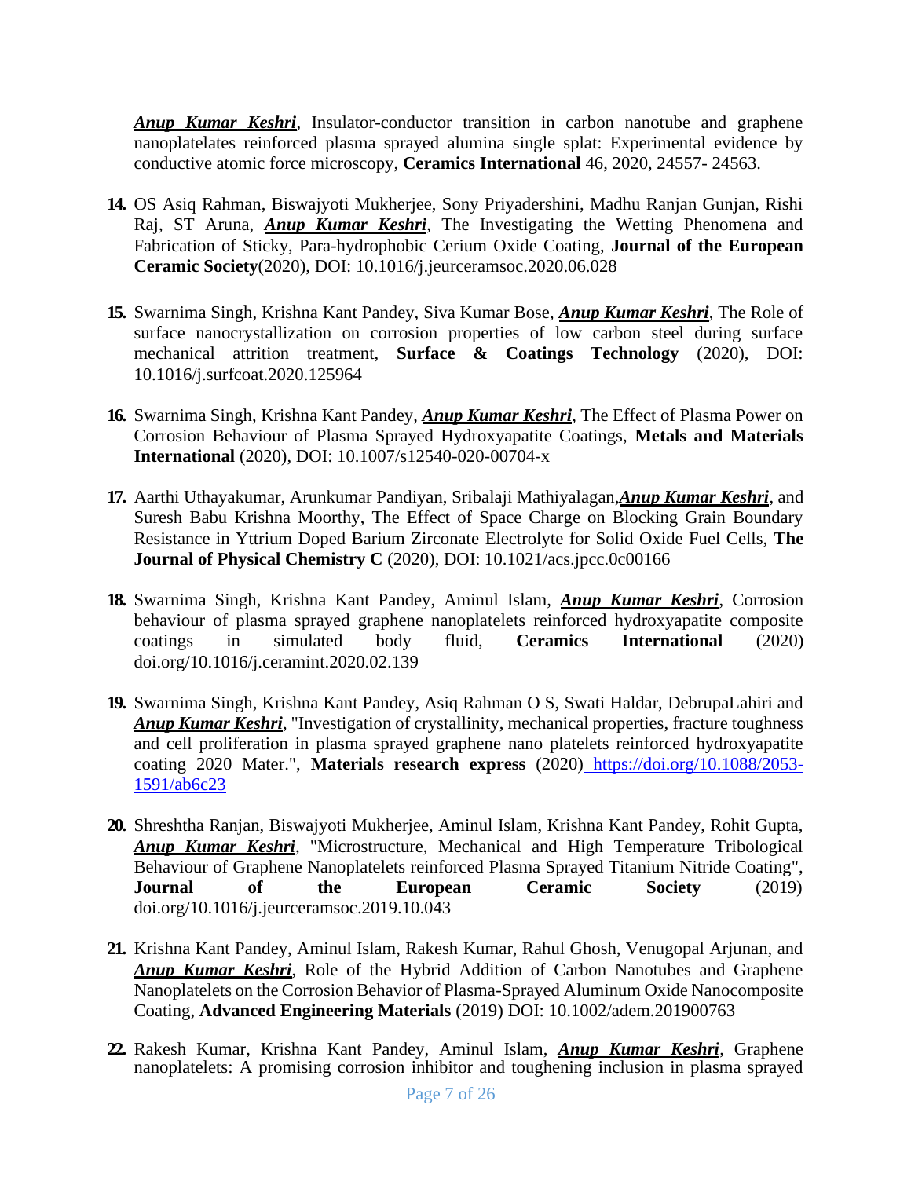***Anup Kumar Keshri***, Insulator-conductor transition in carbon nanotube and graphene nanoplatelates reinforced plasma sprayed alumina single splat: Experimental evidence by conductive atomic force microscopy, **Ceramics International** 46, 2020, 24557- 24563.

14. OS Asiq Rahman, Biswajyoti Mukherjee, Sony Priyadershini, Madhu Ranjan Gunjan, Rishi Raj, ST Aruna, ***Anup Kumar Keshri***, The Investigating the Wetting Phenomena and Fabrication of Sticky, Para-hydrophobic Cerium Oxide Coating, **Journal of the European Ceramic Society**(2020), DOI: 10.1016/j.jeurceramsoc.2020.06.028

15. Swarnima Singh, Krishna Kant Pandey, Siva Kumar Bose, ***Anup Kumar Keshri***, The Role of surface nanocrystallization on corrosion properties of low carbon steel during surface mechanical attrition treatment, **Surface & Coatings Technology** (2020), DOI: 10.1016/j.surfcoat.2020.125964

16. Swarnima Singh, Krishna Kant Pandey, ***Anup Kumar Keshri***, The Effect of Plasma Power on Corrosion Behaviour of Plasma Sprayed Hydroxyapatite Coatings, **Metals and Materials International** (2020), DOI: 10.1007/s12540-020-00704-x

17. Aarthi Uthayakumar, Arunkumar Pandiyan, Sribalaji Mathiyalagan,***Anup Kumar Keshri***, and Suresh Babu Krishna Moorthy, The Effect of Space Charge on Blocking Grain Boundary Resistance in Yttrium Doped Barium Zirconate Electrolyte for Solid Oxide Fuel Cells, **The Journal of Physical Chemistry C** (2020), DOI: 10.1021/acs.jpcc.0c00166

18. Swarnima Singh, Krishna Kant Pandey, Aminul Islam, ***Anup Kumar Keshri***, Corrosion behaviour of plasma sprayed graphene nanoplatelets reinforced hydroxyapatite composite coatings in simulated body fluid, **Ceramics International** (2020) doi.org/10.1016/j.ceramint.2020.02.139

19. Swarnima Singh, Krishna Kant Pandey, Asiq Rahman O S, Swati Haldar, DebrupaLahiri and ***Anup Kumar Keshri***, "Investigation of crystallinity, mechanical properties, fracture toughness and cell proliferation in plasma sprayed graphene nano platelets reinforced hydroxyapatite coating 2020 Mater.", **Materials research express** (2020) https://doi.org/10.1088/2053-1591/ab6c23

20. Shreshtha Ranjan, Biswajyoti Mukherjee, Aminul Islam, Krishna Kant Pandey, Rohit Gupta, ***Anup Kumar Keshri***, "Microstructure, Mechanical and High Temperature Tribological Behaviour of Graphene Nanoplatelets reinforced Plasma Sprayed Titanium Nitride Coating", **Journal of the European Ceramic Society** (2019) doi.org/10.1016/j.jeurceramsoc.2019.10.043

21. Krishna Kant Pandey, Aminul Islam, Rakesh Kumar, Rahul Ghosh, Venugopal Arjunan, and ***Anup Kumar Keshri***, Role of the Hybrid Addition of Carbon Nanotubes and Graphene Nanoplatelets on the Corrosion Behavior of Plasma-Sprayed Aluminum Oxide Nanocomposite Coating, **Advanced Engineering Materials** (2019) DOI: 10.1002/adem.201900763

22. Rakesh Kumar, Krishna Kant Pandey, Aminul Islam, ***Anup Kumar Keshri***, Graphene nanoplatelets: A promising corrosion inhibitor and toughening inclusion in plasma sprayed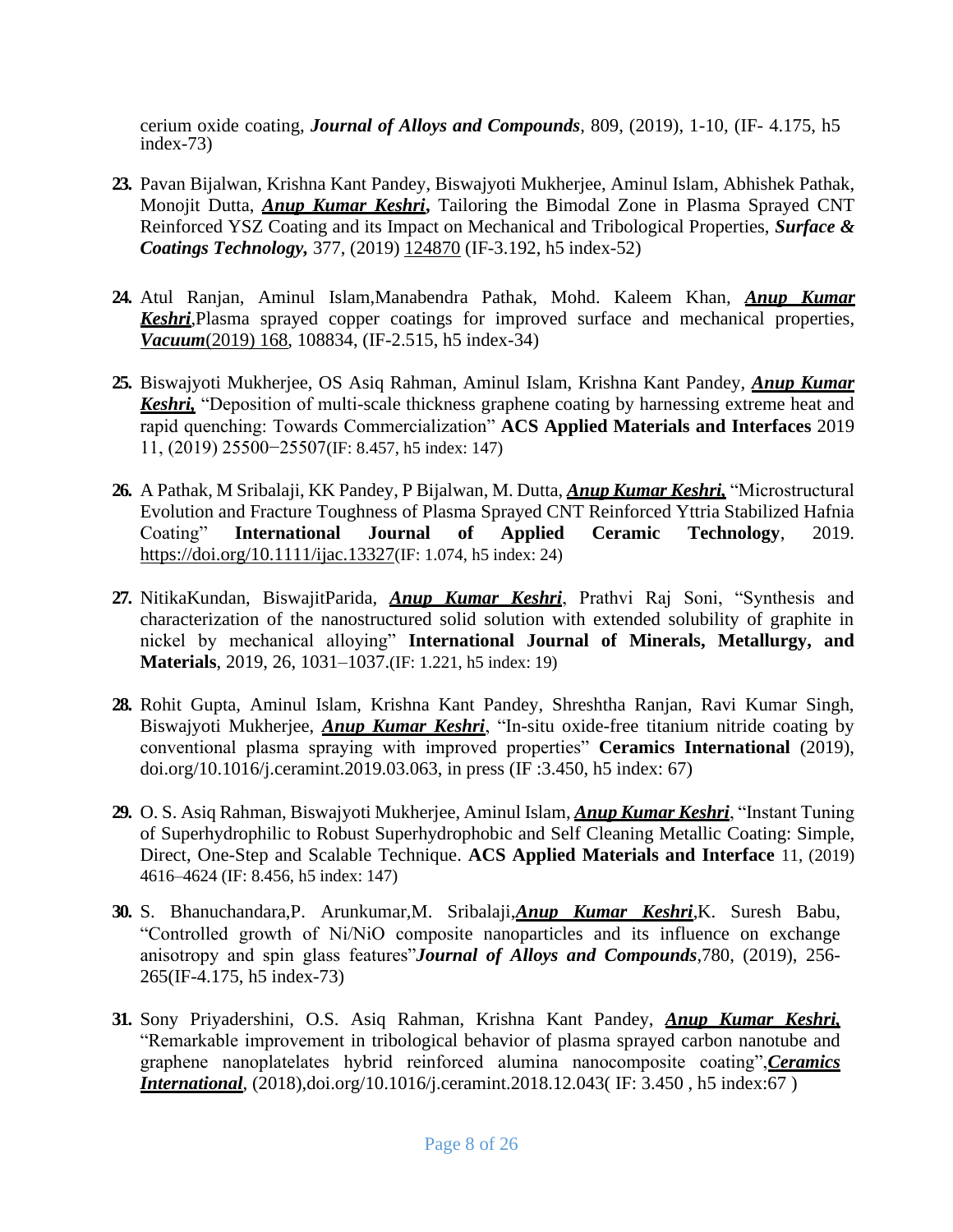cerium oxide coating, ***Journal of Alloys and Compounds***, 809, (2019), 1-10, (IF- 4.175, h5 index-73)

23. Pavan Bijalwan, Krishna Kant Pandey, Biswajyoti Mukherjee, Aminul Islam, Abhishek Pathak, Monojit Dutta, ***Anup Kumar Keshri*****,** Tailoring the Bimodal Zone in Plasma Sprayed CNT Reinforced YSZ Coating and its Impact on Mechanical and Tribological Properties, ***Surface & Coatings Technology,*** 377, (2019) 124870 (IF-3.192, h5 index-52)

24. Atul Ranjan, Aminul Islam,Manabendra Pathak, Mohd. Kaleem Khan, ***Anup Kumar Keshri***,Plasma sprayed copper coatings for improved surface and mechanical properties, ***Vacuum***(2019) 168, 108834, (IF-2.515, h5 index-34)

25. Biswajyoti Mukherjee, OS Asiq Rahman, Aminul Islam, Krishna Kant Pandey, ***Anup Kumar Keshri,*** "Deposition of multi-scale thickness graphene coating by harnessing extreme heat and rapid quenching: Towards Commercialization" **ACS Applied Materials and Interfaces** 2019 11, (2019) 25500−25507(IF: 8.457, h5 index: 147)

26. A Pathak, M Sribalaji, KK Pandey, P Bijalwan, M. Dutta, ***Anup Kumar Keshri,*** "Microstructural Evolution and Fracture Toughness of Plasma Sprayed CNT Reinforced Yttria Stabilized Hafnia Coating" **International Journal of Applied Ceramic Technology**, 2019. https://doi.org/10.1111/ijac.13327(IF: 1.074, h5 index: 24)

27. NitikaKundan, BiswajitParida, ***Anup Kumar Keshri***, Prathvi Raj Soni, "Synthesis and characterization of the nanostructured solid solution with extended solubility of graphite in nickel by mechanical alloying" **International Journal of Minerals, Metallurgy, and Materials**, 2019, 26, 1031–1037.(IF: 1.221, h5 index: 19)

28. Rohit Gupta, Aminul Islam, Krishna Kant Pandey, Shreshtha Ranjan, Ravi Kumar Singh, Biswajyoti Mukherjee, ***Anup Kumar Keshri***, "In-situ oxide-free titanium nitride coating by conventional plasma spraying with improved properties" **Ceramics International** (2019), doi.org/10.1016/j.ceramint.2019.03.063, in press (IF :3.450, h5 index: 67)

29. O. S. Asiq Rahman, Biswajyoti Mukherjee, Aminul Islam, ***Anup Kumar Keshri***, "Instant Tuning of Superhydrophilic to Robust Superhydrophobic and Self Cleaning Metallic Coating: Simple, Direct, One-Step and Scalable Technique. **ACS Applied Materials and Interface** 11, (2019) 4616–4624 (IF: 8.456, h5 index: 147)

30. S. Bhanuchandara,P. Arunkumar,M. Sribalaji,***Anup Kumar Keshri***,K. Suresh Babu, "Controlled growth of Ni/NiO composite nanoparticles and its influence on exchange anisotropy and spin glass features"***Journal of Alloys and Compounds***,780, (2019), 256-265(IF-4.175, h5 index-73)

31. Sony Priyadershini, O.S. Asiq Rahman, Krishna Kant Pandey, ***Anup Kumar Keshri,*** "Remarkable improvement in tribological behavior of plasma sprayed carbon nanotube and graphene nanoplatelates hybrid reinforced alumina nanocomposite coating",***Ceramics International***, (2018),doi.org/10.1016/j.ceramint.2018.12.043( IF: 3.450 , h5 index:67 )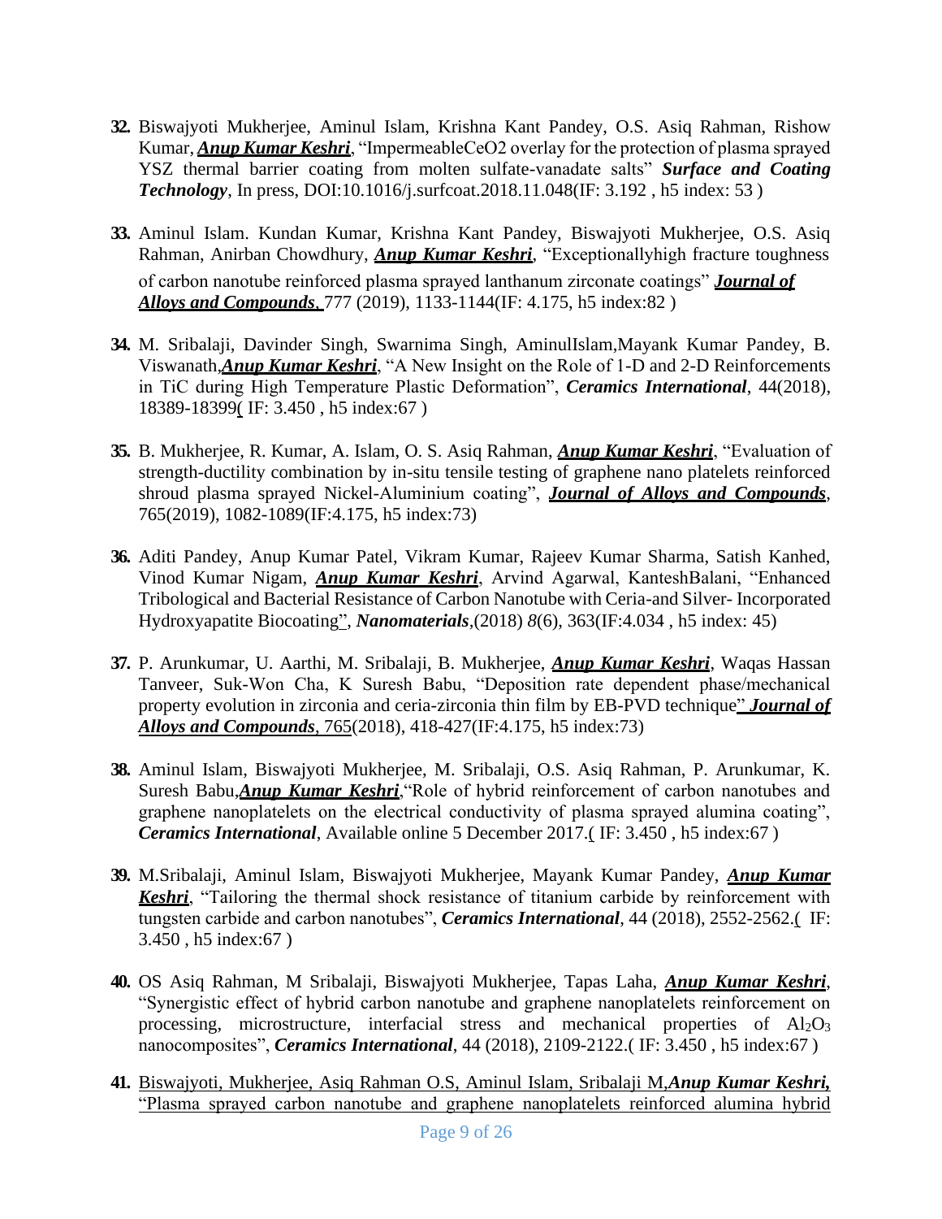32. Biswajyoti Mukherjee, Aminul Islam, Krishna Kant Pandey, O.S. Asiq Rahman, Rishow Kumar, ***Anup Kumar Keshri***, "ImpermeableCeO2 overlay for the protection of plasma sprayed YSZ thermal barrier coating from molten sulfate-vanadate salts" ***Surface and Coating Technology***, In press, DOI:10.1016/j.surfcoat.2018.11.048(IF: 3.192 , h5 index: 53 )

33. Aminul Islam. Kundan Kumar, Krishna Kant Pandey, Biswajyoti Mukherjee, O.S. Asiq Rahman, Anirban Chowdhury, ***Anup Kumar Keshri***, "Exceptionallyhigh fracture toughness of carbon nanotube reinforced plasma sprayed lanthanum zirconate coatings" ***Journal of Alloys and Compounds***, 777 (2019), 1133-1144(IF: 4.175, h5 index:82 )

34. M. Sribalaji, Davinder Singh, Swarnima Singh, AminulIslam,Mayank Kumar Pandey, B. Viswanath,***Anup Kumar Keshri***, "A New Insight on the Role of 1-D and 2-D Reinforcements in TiC during High Temperature Plastic Deformation", ***Ceramics International***, 44(2018), 18389-18399( IF: 3.450 , h5 index:67 )

35. B. Mukherjee, R. Kumar, A. Islam, O. S. Asiq Rahman, ***Anup Kumar Keshri***, "Evaluation of strength-ductility combination by in-situ tensile testing of graphene nano platelets reinforced shroud plasma sprayed Nickel-Aluminium coating", ***Journal of Alloys and Compounds***, 765(2019), 1082-1089(IF:4.175, h5 index:73)

36. Aditi Pandey, Anup Kumar Patel, Vikram Kumar, Rajeev Kumar Sharma, Satish Kanhed, Vinod Kumar Nigam, ***Anup Kumar Keshri***, Arvind Agarwal, KanteshBalani, "Enhanced Tribological and Bacterial Resistance of Carbon Nanotube with Ceria-and Silver- Incorporated Hydroxyapatite Biocoating", ***Nanomaterials***,(2018) *8*(6), 363(IF:4.034 , h5 index: 45)

37. P. Arunkumar, U. Aarthi, M. Sribalaji, B. Mukherjee, ***Anup Kumar Keshri***, Waqas Hassan Tanveer, Suk-Won Cha, K Suresh Babu, "Deposition rate dependent phase/mechanical property evolution in zirconia and ceria-zirconia thin film by EB-PVD technique" ***Journal of Alloys and Compounds***, 765(2018), 418-427(IF:4.175, h5 index:73)

38. Aminul Islam, Biswajyoti Mukherjee, M. Sribalaji, O.S. Asiq Rahman, P. Arunkumar, K. Suresh Babu,***Anup Kumar Keshri***,"Role of hybrid reinforcement of carbon nanotubes and graphene nanoplatelets on the electrical conductivity of plasma sprayed alumina coating", ***Ceramics International***, Available online 5 December 2017.( IF: 3.450 , h5 index:67 )

39. M.Sribalaji, Aminul Islam, Biswajyoti Mukherjee, Mayank Kumar Pandey, ***Anup Kumar Keshri***, "Tailoring the thermal shock resistance of titanium carbide by reinforcement with tungsten carbide and carbon nanotubes", ***Ceramics International***, 44 (2018), 2552-2562.( IF: 3.450 , h5 index:67 )

40. OS Asiq Rahman, M Sribalaji, Biswajyoti Mukherjee, Tapas Laha, ***Anup Kumar Keshri***, "Synergistic effect of hybrid carbon nanotube and graphene nanoplatelets reinforcement on processing, microstructure, interfacial stress and mechanical properties of $Al_2O_3$ nanocomposites", ***Ceramics International***, 44 (2018), 2109-2122.( IF: 3.450 , h5 index:67 )

41. Biswajyoti, Mukherjee, Asiq Rahman O.S, Aminul Islam, Sribalaji M,***Anup Kumar Keshri,*** "Plasma sprayed carbon nanotube and graphene nanoplatelets reinforced alumina hybrid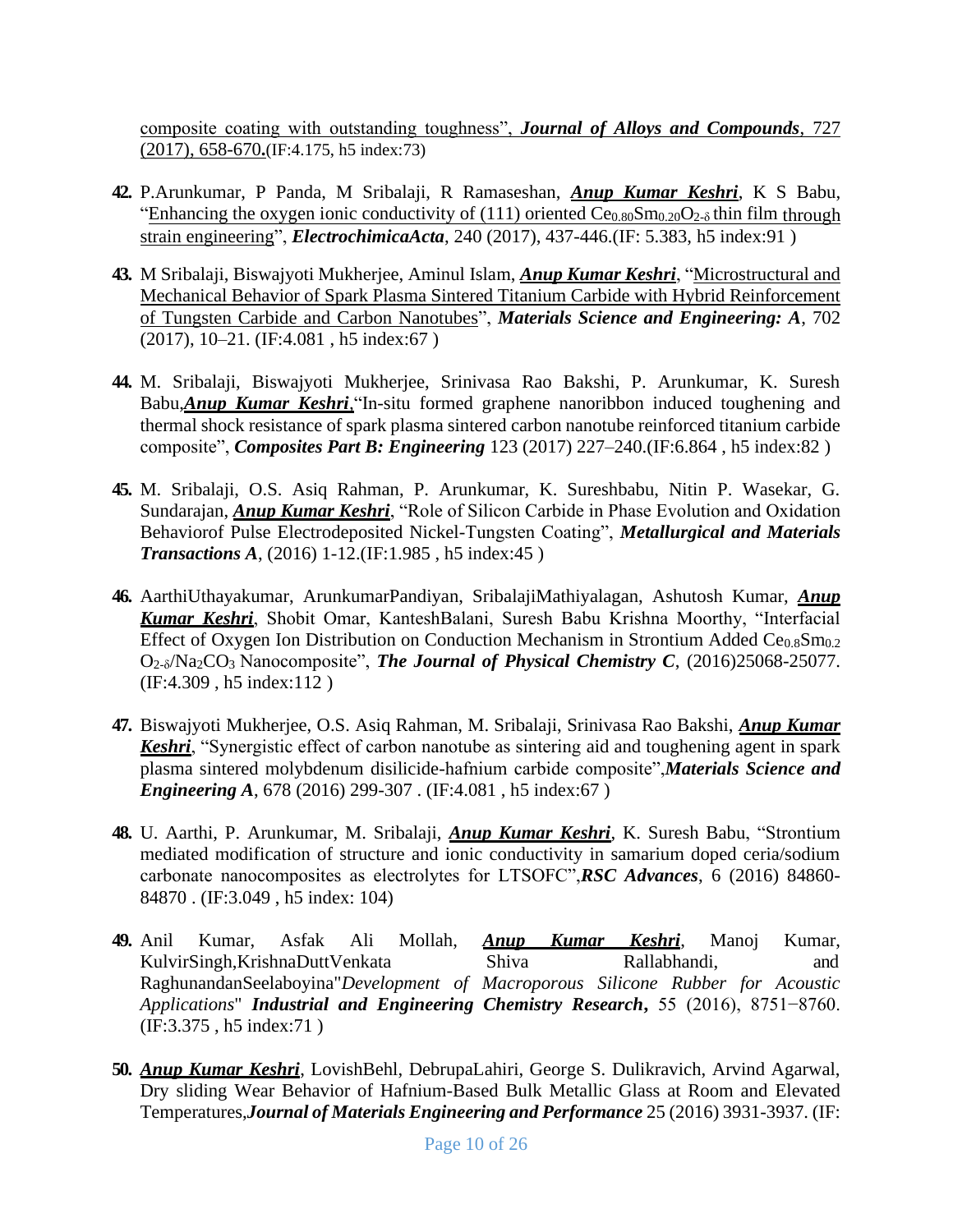composite coating with outstanding toughness", ***Journal of Alloys and Compounds***, 727 (2017), 658-670**.**(IF:4.175, h5 index:73)

42. P.Arunkumar, P Panda, M Sribalaji, R Ramaseshan, ***Anup Kumar Keshri***, K S Babu, "Enhancing the oxygen ionic conductivity of (111) oriented $Ce_{0.80}Sm_{0.20}O_{2-\delta}$ thin film through strain engineering", ***ElectrochimicaActa***, 240 (2017), 437-446.(IF: 5.383, h5 index:91 )

43. M Sribalaji, Biswajyoti Mukherjee, Aminul Islam, ***Anup Kumar Keshri***, "Microstructural and Mechanical Behavior of Spark Plasma Sintered Titanium Carbide with Hybrid Reinforcement of Tungsten Carbide and Carbon Nanotubes", ***Materials Science and Engineering: A***, 702 (2017), 10–21. (IF:4.081 , h5 index:67 )

44. M. Sribalaji, Biswajyoti Mukherjee, Srinivasa Rao Bakshi, P. Arunkumar, K. Suresh Babu,***Anup Kumar Keshri***,"In-situ formed graphene nanoribbon induced toughening and thermal shock resistance of spark plasma sintered carbon nanotube reinforced titanium carbide composite", ***Composites Part B: Engineering*** 123 (2017) 227–240.(IF:6.864 , h5 index:82 )

45. M. Sribalaji, O.S. Asiq Rahman, P. Arunkumar, K. Sureshbabu, Nitin P. Wasekar, G. Sundarajan, ***Anup Kumar Keshri***, "Role of Silicon Carbide in Phase Evolution and Oxidation Behaviorof Pulse Electrodeposited Nickel-Tungsten Coating", ***Metallurgical and Materials Transactions A***, (2016) 1-12.(IF:1.985 , h5 index:45 )

46. AarthiUthayakumar, ArunkumarPandiyan, SribalajiMathiyalagan, Ashutosh Kumar, ***Anup Kumar Keshri***, Shobit Omar, KanteshBalani, Suresh Babu Krishna Moorthy, "Interfacial Effect of Oxygen Ion Distribution on Conduction Mechanism in Strontium Added $Ce_{0.8}Sm_{0.2}O_{2-\delta}/Na_2CO_3$ Nanocomposite", ***The Journal of Physical Chemistry C***, (2016)25068-25077. (IF:4.309 , h5 index:112 )

47. Biswajyoti Mukherjee, O.S. Asiq Rahman, M. Sribalaji, Srinivasa Rao Bakshi, ***Anup Kumar Keshri***, "Synergistic effect of carbon nanotube as sintering aid and toughening agent in spark plasma sintered molybdenum disilicide-hafnium carbide composite",***Materials Science and Engineering A***, 678 (2016) 299-307 . (IF:4.081 , h5 index:67 )

48. U. Aarthi, P. Arunkumar, M. Sribalaji, ***Anup Kumar Keshri***, K. Suresh Babu, "Strontium mediated modification of structure and ionic conductivity in samarium doped ceria/sodium carbonate nanocomposites as electrolytes for LTSOFC",***RSC Advances***, 6 (2016) 84860-84870 . (IF:3.049 , h5 index: 104)

49. Anil Kumar, Asfak Ali Mollah, ***Anup Kumar Keshri***, Manoj Kumar, KulvirSingh,KrishnaDuttVenkata Shiva Rallabhandi, and RaghunandanSeelaboyina"*Development of Macroporous Silicone Rubber for Acoustic Applications*" ***Industrial and Engineering Chemistry Research*****,** 55 (2016), 8751−8760. (IF:3.375 , h5 index:71 )

50. ***Anup Kumar Keshri***, LovishBehl, DebrupaLahiri, George S. Dulikravich, Arvind Agarwal, Dry sliding Wear Behavior of Hafnium-Based Bulk Metallic Glass at Room and Elevated Temperatures,***Journal of Materials Engineering and Performance*** 25 (2016) 3931-3937. (IF: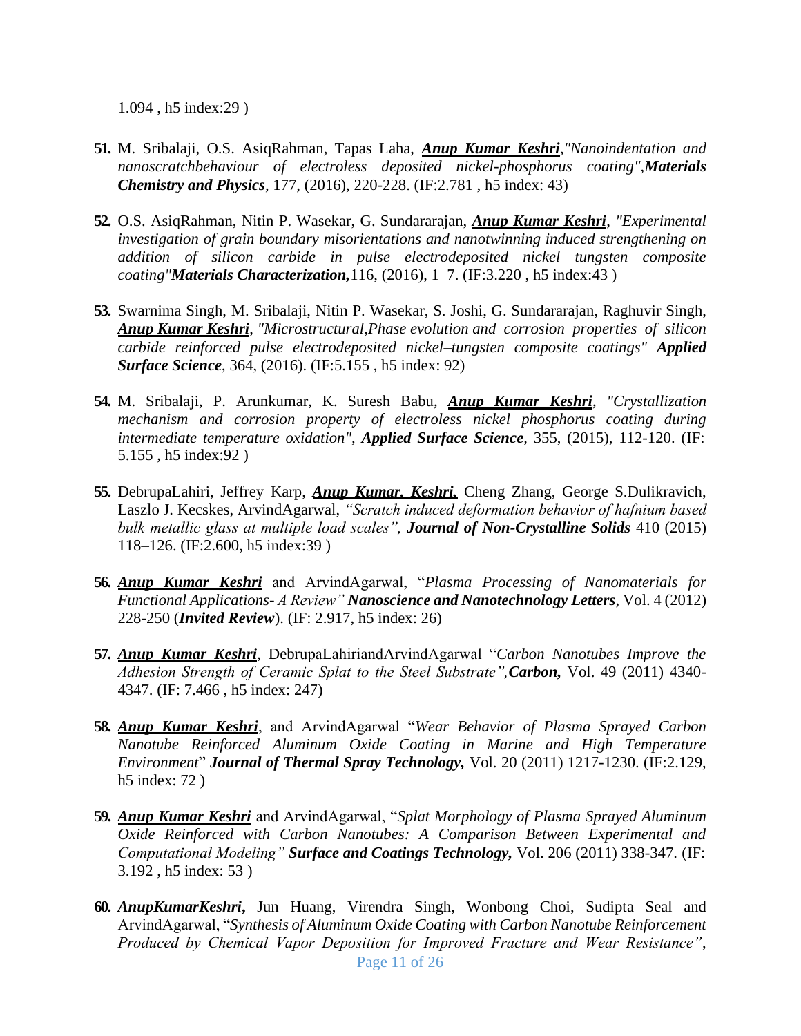1.094 , h5 index:29 )

51. M. Sribalaji, O.S. AsiqRahman, Tapas Laha, ***Anup Kumar Keshri***,*"Nanoindentation and nanoscratchbehaviour of electroless deposited nickel-phosphorus coating"*,***Materials Chemistry and Physics***, 177, (2016), 220-228. (IF:2.781 , h5 index: 43)

52. O.S. AsiqRahman, Nitin P. Wasekar, G. Sundararajan, ***Anup Kumar Keshri***, *"Experimental investigation of grain boundary misorientations and nanotwinning induced strengthening on addition of silicon carbide in pulse electrodeposited nickel tungsten composite coating"**Materials Characterization,***116, (2016), 1–7. (IF:3.220 , h5 index:43 )

53. Swarnima Singh, M. Sribalaji, Nitin P. Wasekar, S. Joshi, G. Sundararajan, Raghuvir Singh, ***Anup Kumar Keshri***, *"Microstructural,Phase evolution and corrosion properties of silicon carbide reinforced pulse electrodeposited nickel–tungsten composite coatings"* ***Applied Surface Science***, 364, (2016). (IF:5.155 , h5 index: 92)

54. M. Sribalaji, P. Arunkumar, K. Suresh Babu, ***Anup Kumar Keshri***, *"Crystallization mechanism and corrosion property of electroless nickel phosphorus coating during intermediate temperature oxidation"*, ***Applied Surface Science***, 355, (2015), 112-120. (IF: 5.155 , h5 index:92 )

55. DebrupaLahiri, Jeffrey Karp, ***Anup Kumar. Keshri,*** Cheng Zhang, George S.Dulikravich, Laszlo J. Kecskes, ArvindAgarwal, *"Scratch induced deformation behavior of hafnium based bulk metallic glass at multiple load scales",* ***Journal of Non-Crystalline Solids*** 410 (2015) 118–126. (IF:2.600, h5 index:39 )

56. ***Anup Kumar Keshri*** and ArvindAgarwal, "*Plasma Processing of Nanomaterials for Functional Applications- A Review"* ***Nanoscience and Nanotechnology Letters***, Vol. 4 (2012) 228-250 (***Invited Review***). (IF: 2.917, h5 index: 26)

57. ***Anup Kumar Keshri***, DebrupaLahiriandArvindAgarwal "*Carbon Nanotubes Improve the Adhesion Strength of Ceramic Splat to the Steel Substrate",****Carbon,*** Vol. 49 (2011) 4340-4347. (IF: 7.466 , h5 index: 247)

58. ***Anup Kumar Keshri***, and ArvindAgarwal "*Wear Behavior of Plasma Sprayed Carbon Nanotube Reinforced Aluminum Oxide Coating in Marine and High Temperature Environment*" ***Journal of Thermal Spray Technology,*** Vol. 20 (2011) 1217-1230. (IF:2.129, h5 index: 72 )

59. ***Anup Kumar Keshri*** and ArvindAgarwal, "*Splat Morphology of Plasma Sprayed Aluminum Oxide Reinforced with Carbon Nanotubes: A Comparison Between Experimental and Computational Modeling"* ***Surface and Coatings Technology,*** Vol. 206 (2011) 338-347. (IF: 3.192 , h5 index: 53 )

60. ***AnupKumarKeshri,*** Jun Huang, Virendra Singh, Wonbong Choi, Sudipta Seal and ArvindAgarwal, "*Synthesis of Aluminum Oxide Coating with Carbon Nanotube Reinforcement Produced by Chemical Vapor Deposition for Improved Fracture and Wear Resistance"*,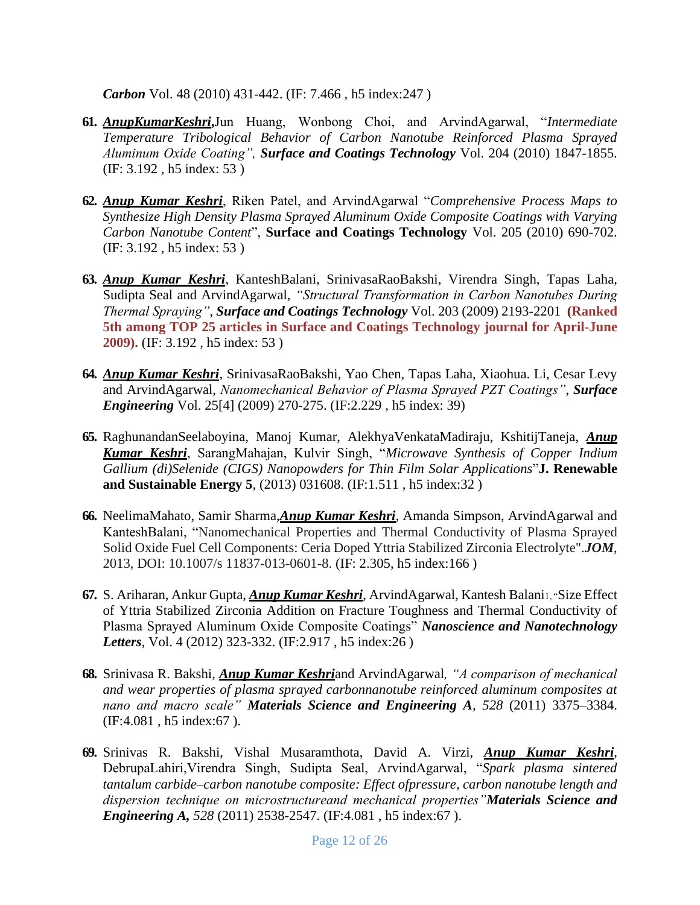***Carbon*** Vol. 48 (2010) 431-442. (IF: 7.466 , h5 index:247 )

61. ***AnupKumarKeshri*,**Jun Huang, Wonbong Choi, and ArvindAgarwal, "*Intermediate Temperature Tribological Behavior of Carbon Nanotube Reinforced Plasma Sprayed Aluminum Oxide Coating",* ***Surface and Coatings Technology*** Vol. 204 (2010) 1847-1855. (IF: 3.192 , h5 index: 53 )

62. ***Anup Kumar Keshri***, Riken Patel, and ArvindAgarwal "*Comprehensive Process Maps to Synthesize High Density Plasma Sprayed Aluminum Oxide Composite Coatings with Varying Carbon Nanotube Content*", **Surface and Coatings Technology** Vol. 205 (2010) 690-702. (IF: 3.192 , h5 index: 53 )

63. ***Anup Kumar Keshri***, KanteshBalani, SrinivasaRaoBakshi, Virendra Singh, Tapas Laha, Sudipta Seal and ArvindAgarwal, *"Structural Transformation in Carbon Nanotubes During Thermal Spraying",* ***Surface and Coatings Technology*** Vol. 203 (2009) 2193-2201 **(Ranked 5th among TOP 25 articles in Surface and Coatings Technology journal for April-June 2009).** (IF: 3.192 , h5 index: 53 )

64. ***Anup Kumar Keshri***, SrinivasaRaoBakshi, Yao Chen, Tapas Laha, Xiaohua. Li, Cesar Levy and ArvindAgarwal, *Nanomechanical Behavior of Plasma Sprayed PZT Coatings",* ***Surface Engineering*** Vol. 25[4] (2009) 270-275. (IF:2.229 , h5 index: 39)

65. RaghunandanSeelaboyina, Manoj Kumar, AlekhyaVenkataMadiraju, KshitijTaneja, ***Anup Kumar Keshri***, SarangMahajan, Kulvir Singh, "*Microwave Synthesis of Copper Indium Gallium (di)Selenide (CIGS) Nanopowders for Thin Film Solar Applications*"**J. Renewable and Sustainable Energy 5**, (2013) 031608. (IF:1.511 , h5 index:32 )

66. NeelimaMahato, Samir Sharma,***Anup Kumar Keshri***, Amanda Simpson, ArvindAgarwal and KanteshBalani, "Nanomechanical Properties and Thermal Conductivity of Plasma Sprayed Solid Oxide Fuel Cell Components: Ceria Doped Yttria Stabilized Zirconia Electrolyte".***JOM***, 2013, DOI: 10.1007/s 11837-013-0601-8. (IF: 2.305, h5 index:166 )

67. S. Ariharan, Ankur Gupta, ***Anup Kumar Keshri***, ArvindAgarwal, Kantesh Balani1, "Size Effect of Yttria Stabilized Zirconia Addition on Fracture Toughness and Thermal Conductivity of Plasma Sprayed Aluminum Oxide Composite Coatings" ***Nanoscience and Nanotechnology Letters***, Vol. 4 (2012) 323-332. (IF:2.917 , h5 index:26 )

68. Srinivasa R. Bakshi, ***Anup Kumar Keshri***and ArvindAgarwal*, "A comparison of mechanical and wear properties of plasma sprayed carbonnanotube reinforced aluminum composites at nano and macro scale"* ***Materials Science and Engineering A****, 528* (2011) 3375–3384. (IF:4.081 , h5 index:67 ).

69. Srinivas R. Bakshi, Vishal Musaramthota, David A. Virzi, ***Anup Kumar Keshri***, DebrupaLahiri,Virendra Singh, Sudipta Seal, ArvindAgarwal, "*Spark plasma sintered tantalum carbide–carbon nanotube composite: Effect ofpressure, carbon nanotube length and dispersion technique on microstructureand mechanical properties"****Materials Science and Engineering A,*** *528* (2011) 2538-2547. (IF:4.081 , h5 index:67 ).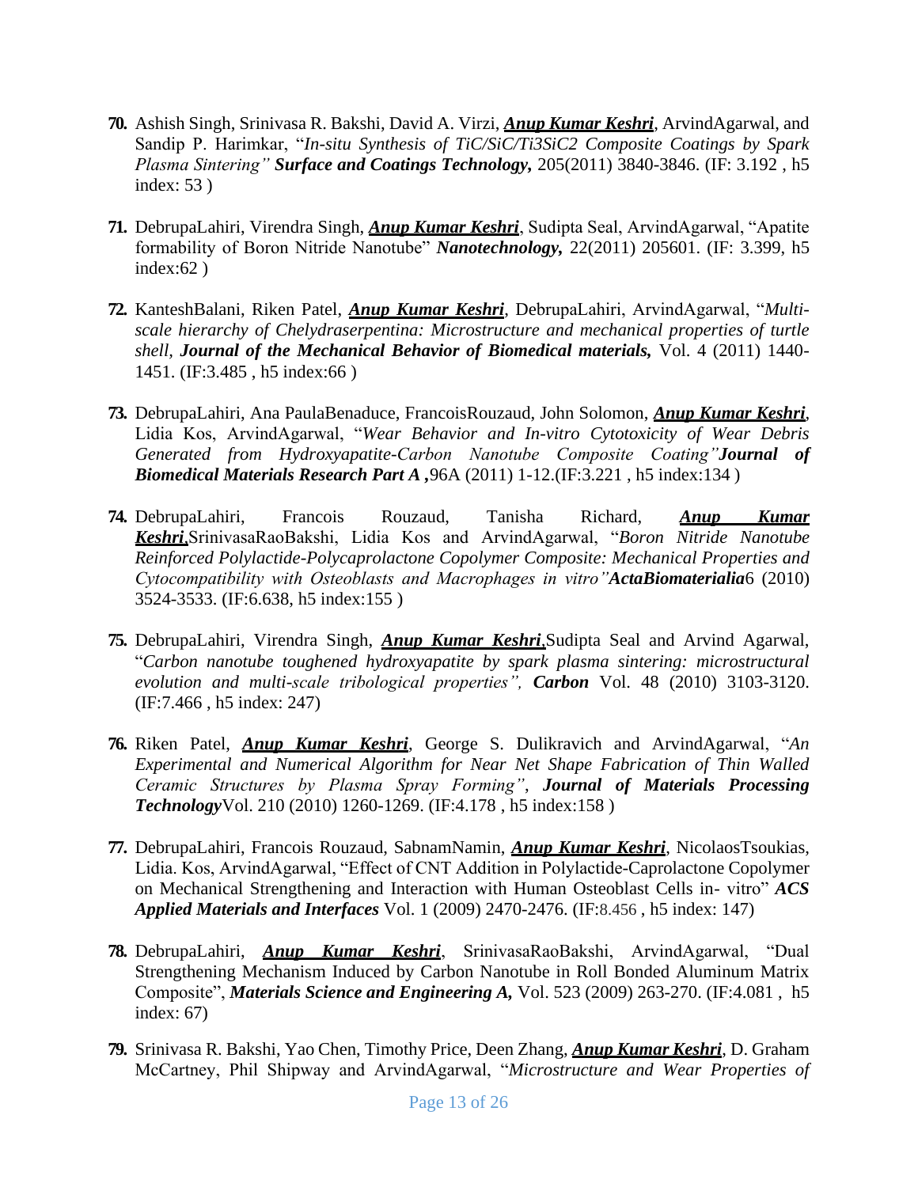70. Ashish Singh, Srinivasa R. Bakshi, David A. Virzi, ***Anup Kumar Keshri***, ArvindAgarwal, and Sandip P. Harimkar, "*In-situ Synthesis of TiC/SiC/Ti3SiC2 Composite Coatings by Spark Plasma Sintering" **Surface and Coatings Technology,*** 205(2011) 3840-3846. (IF: 3.192 , h5 index: 53 )

71. DebrupaLahiri, Virendra Singh, ***Anup Kumar Keshri***, Sudipta Seal, ArvindAgarwal, "Apatite formability of Boron Nitride Nanotube" ***Nanotechnology,*** 22(2011) 205601. (IF: 3.399, h5 index:62 )

72. KanteshBalani, Riken Patel, ***Anup Kumar Keshri***, DebrupaLahiri, ArvindAgarwal, "*Multi-scale hierarchy of Chelydraserpentina: Microstructure and mechanical properties of turtle shell*, ***Journal of the Mechanical Behavior of Biomedical materials,*** Vol. 4 (2011) 1440-1451. (IF:3.485 , h5 index:66 )

73. DebrupaLahiri, Ana PaulaBenaduce, FrancoisRouzaud, John Solomon, ***Anup Kumar Keshri***, Lidia Kos, ArvindAgarwal, "*Wear Behavior and In-vitro Cytotoxicity of Wear Debris Generated from Hydroxyapatite-Carbon Nanotube Composite Coating"* ***Journal of Biomedical Materials Research Part A ,***96A (2011) 1-12.(IF:3.221 , h5 index:134 )

74. DebrupaLahiri, Francois Rouzaud, Tanisha Richard, ***Anup Kumar Keshri***,SrinivasaRaoBakshi, Lidia Kos and ArvindAgarwal, "*Boron Nitride Nanotube Reinforced Polylactide-Polycaprolactone Copolymer Composite: Mechanical Properties and Cytocompatibility with Osteoblasts and Macrophages in vitro"* ***ActaBiomaterialia***6 (2010) 3524-3533. (IF:6.638, h5 index:155 )

75. DebrupaLahiri, Virendra Singh, ***Anup Kumar Keshri***,Sudipta Seal and Arvind Agarwal, "*Carbon nanotube toughened hydroxyapatite by spark plasma sintering: microstructural evolution and multi-scale tribological properties",* ***Carbon*** Vol. 48 (2010) 3103-3120. (IF:7.466 , h5 index: 247)

76. Riken Patel, ***Anup Kumar Keshri***, George S. Dulikravich and ArvindAgarwal, "*An Experimental and Numerical Algorithm for Near Net Shape Fabrication of Thin Walled Ceramic Structures by Plasma Spray Forming",* ***Journal of Materials Processing Technology***Vol. 210 (2010) 1260-1269. (IF:4.178 , h5 index:158 )

77. DebrupaLahiri, Francois Rouzaud, SabnamNamin, ***Anup Kumar Keshri***, NicolaosTsoukias, Lidia. Kos, ArvindAgarwal, "Effect of CNT Addition in Polylactide-Caprolactone Copolymer on Mechanical Strengthening and Interaction with Human Osteoblast Cells in- vitro" ***ACS Applied Materials and Interfaces*** Vol. 1 (2009) 2470-2476. (IF:8.456 , h5 index: 147)

78. DebrupaLahiri, ***Anup Kumar Keshri***, SrinivasaRaoBakshi, ArvindAgarwal, "Dual Strengthening Mechanism Induced by Carbon Nanotube in Roll Bonded Aluminum Matrix Composite", ***Materials Science and Engineering A,*** Vol. 523 (2009) 263-270. (IF:4.081 , h5 index: 67)

79. Srinivasa R. Bakshi, Yao Chen, Timothy Price, Deen Zhang, ***Anup Kumar Keshri***, D. Graham McCartney, Phil Shipway and ArvindAgarwal, "*Microstructure and Wear Properties of*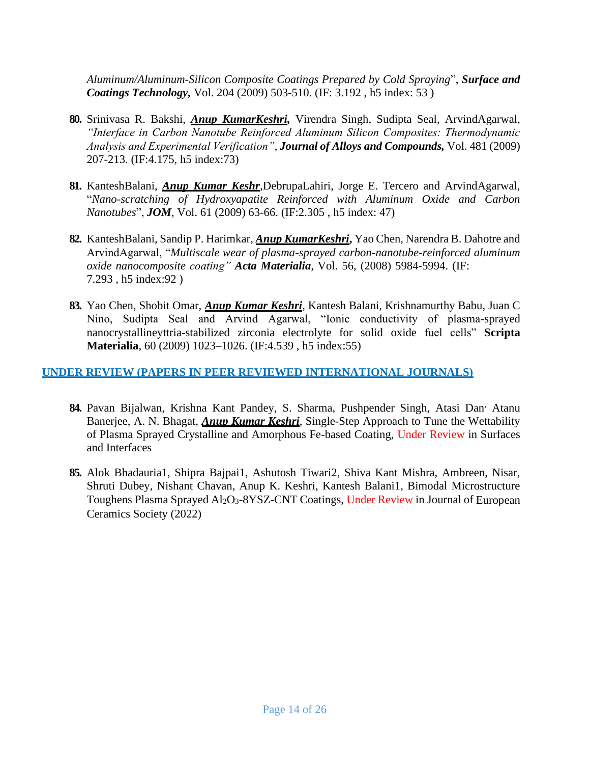*Aluminum/Aluminum-Silicon Composite Coatings Prepared by Cold Spraying*", ***Surface and Coatings Technology,*** Vol. 204 (2009) 503-510. (IF: 3.192 , h5 index: 53 )

80. Srinivasa R. Bakshi, ***Anup KumarKeshri,*** Virendra Singh, Sudipta Seal, ArvindAgarwal, *"Interface in Carbon Nanotube Reinforced Aluminum Silicon Composites: Thermodynamic Analysis and Experimental Verification"*, ***Journal of Alloys and Compounds,*** Vol. 481 (2009) 207-213. (IF:4.175, h5 index:73)

81. KanteshBalani, ***Anup Kumar Keshr***,DebrupaLahiri, Jorge E. Tercero and ArvindAgarwal, "*Nano-scratching of Hydroxyapatite Reinforced with Aluminum Oxide and Carbon Nanotubes*", ***JOM***, Vol. 61 (2009) 63-66. (IF:2.305 , h5 index: 47)

82. KanteshBalani, Sandip P. Harimkar, ***Anup KumarKeshri,*** Yao Chen, Narendra B. Dahotre and ArvindAgarwal, "*Multiscale wear of plasma-sprayed carbon-nanotube-reinforced aluminum oxide nanocomposite coating"* ***Acta Materialia***, Vol. 56, (2008) 5984-5994. (IF: 7.293 , h5 index:92 )

83. Yao Chen, Shobit Omar, ***Anup Kumar Keshri***, Kantesh Balani, Krishnamurthy Babu, Juan C Nino, Sudipta Seal and Arvind Agarwal, "Ionic conductivity of plasma-sprayed nanocrystallineyttria-stabilized zirconia electrolyte for solid oxide fuel cells" **Scripta Materialia**, 60 (2009) 1023–1026. (IF:4.539 , h5 index:55)

## UNDER REVIEW (PAPERS IN PEER REVIEWED INTERNATIONAL JOURNALS)

84. Pavan Bijalwan, Krishna Kant Pandey, S. Sharma, Pushpender Singh, Atasi Dan, Atanu Banerjee, A. N. Bhagat, ***Anup Kumar Keshri***, Single-Step Approach to Tune the Wettability of Plasma Sprayed Crystalline and Amorphous Fe-based Coating, Under Review in Surfaces and Interfaces

85. Alok Bhadauria1, Shipra Bajpai1, Ashutosh Tiwari2, Shiva Kant Mishra, Ambreen, Nisar, Shruti Dubey, Nishant Chavan, Anup K. Keshri, Kantesh Balani1, Bimodal Microstructure Toughens Plasma Sprayed $Al_2O_3$-8YSZ-CNT Coatings, Under Review in Journal of European Ceramics Society (2022)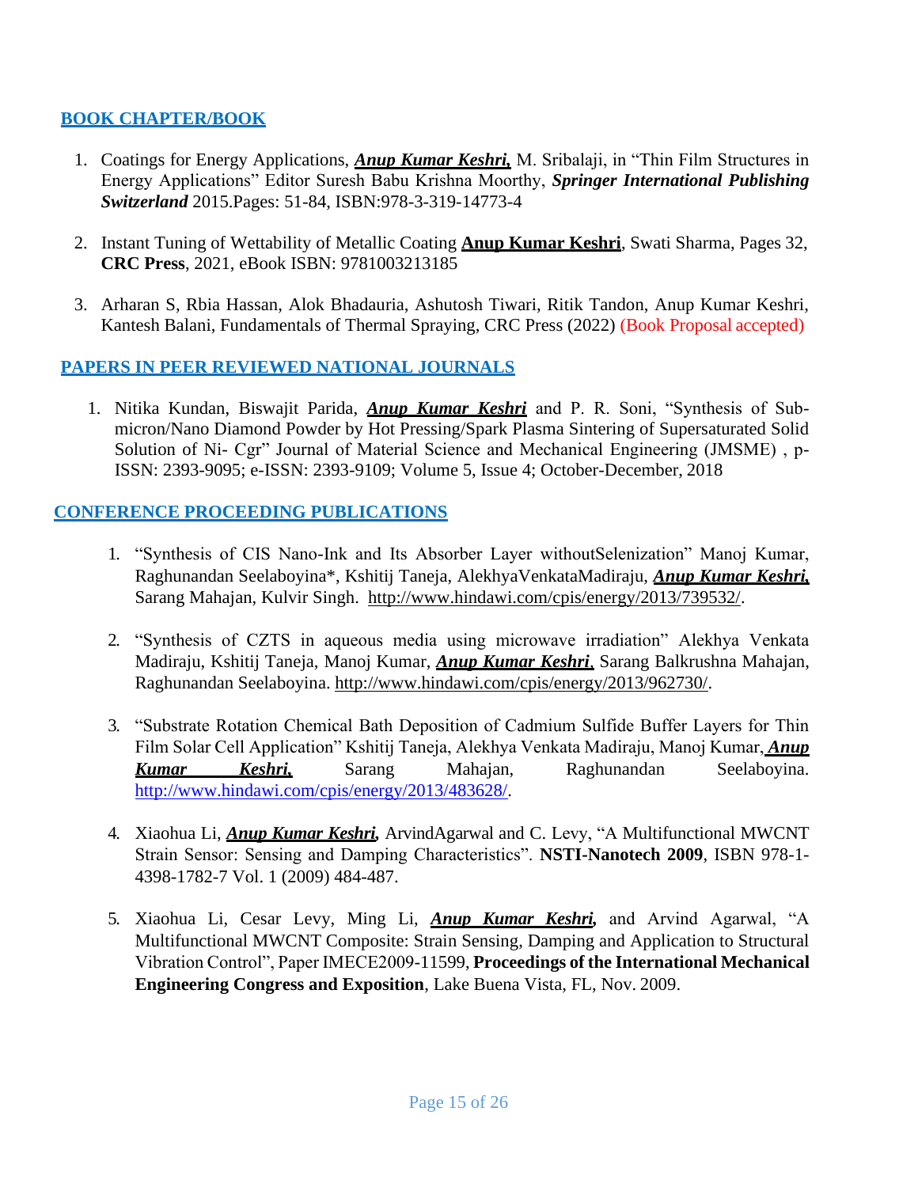## BOOK CHAPTER/BOOK

1. Coatings for Energy Applications, ***Anup Kumar Keshri,*** M. Sribalaji, in "Thin Film Structures in Energy Applications" Editor Suresh Babu Krishna Moorthy, ***Springer International Publishing Switzerland*** 2015.Pages: 51-84, ISBN:978-3-319-14773-4

2. Instant Tuning of Wettability of Metallic Coating **Anup Kumar Keshri**, Swati Sharma, Pages 32, **CRC Press**, 2021, eBook ISBN: 9781003213185

3. Arharan S, Rbia Hassan, Alok Bhadauria, Ashutosh Tiwari, Ritik Tandon, Anup Kumar Keshri, Kantesh Balani, Fundamentals of Thermal Spraying, CRC Press (2022) (Book Proposal accepted)

## PAPERS IN PEER REVIEWED NATIONAL JOURNALS

1. Nitika Kundan, Biswajit Parida, ***Anup Kumar Keshri*** and P. R. Soni, "Synthesis of Sub-micron/Nano Diamond Powder by Hot Pressing/Spark Plasma Sintering of Supersaturated Solid Solution of Ni- Cgr" Journal of Material Science and Mechanical Engineering (JMSME) , p-ISSN: 2393-9095; e-ISSN: 2393-9109; Volume 5, Issue 4; October-December, 2018

## CONFERENCE PROCEEDING PUBLICATIONS

1. "Synthesis of CIS Nano-Ink and Its Absorber Layer withoutSelenization" Manoj Kumar, Raghunandan Seelaboyina*, Kshitij Taneja, AlekhyaVenkataMadiraju, ***Anup Kumar Keshri,*** Sarang Mahajan, Kulvir Singh. http://www.hindawi.com/cpis/energy/2013/739532/.

2. "Synthesis of CZTS in aqueous media using microwave irradiation" Alekhya Venkata Madiraju, Kshitij Taneja, Manoj Kumar, ***Anup Kumar Keshri,*** Sarang Balkrushna Mahajan, Raghunandan Seelaboyina. http://www.hindawi.com/cpis/energy/2013/962730/.

3. "Substrate Rotation Chemical Bath Deposition of Cadmium Sulfide Buffer Layers for Thin Film Solar Cell Application" Kshitij Taneja, Alekhya Venkata Madiraju, Manoj Kumar, ***Anup Kumar Keshri,*** Sarang Mahajan, Raghunandan Seelaboyina. http://www.hindawi.com/cpis/energy/2013/483628/.

4. Xiaohua Li, ***Anup Kumar Keshri,*** ArvindAgarwal and C. Levy, "A Multifunctional MWCNT Strain Sensor: Sensing and Damping Characteristics". **NSTI-Nanotech 2009**, ISBN 978-1-4398-1782-7 Vol. 1 (2009) 484-487.

5. Xiaohua Li, Cesar Levy, Ming Li, ***Anup Kumar Keshri,*** and Arvind Agarwal, "A Multifunctional MWCNT Composite: Strain Sensing, Damping and Application to Structural Vibration Control", Paper IMECE2009-11599, **Proceedings of the International Mechanical Engineering Congress and Exposition**, Lake Buena Vista, FL, Nov. 2009.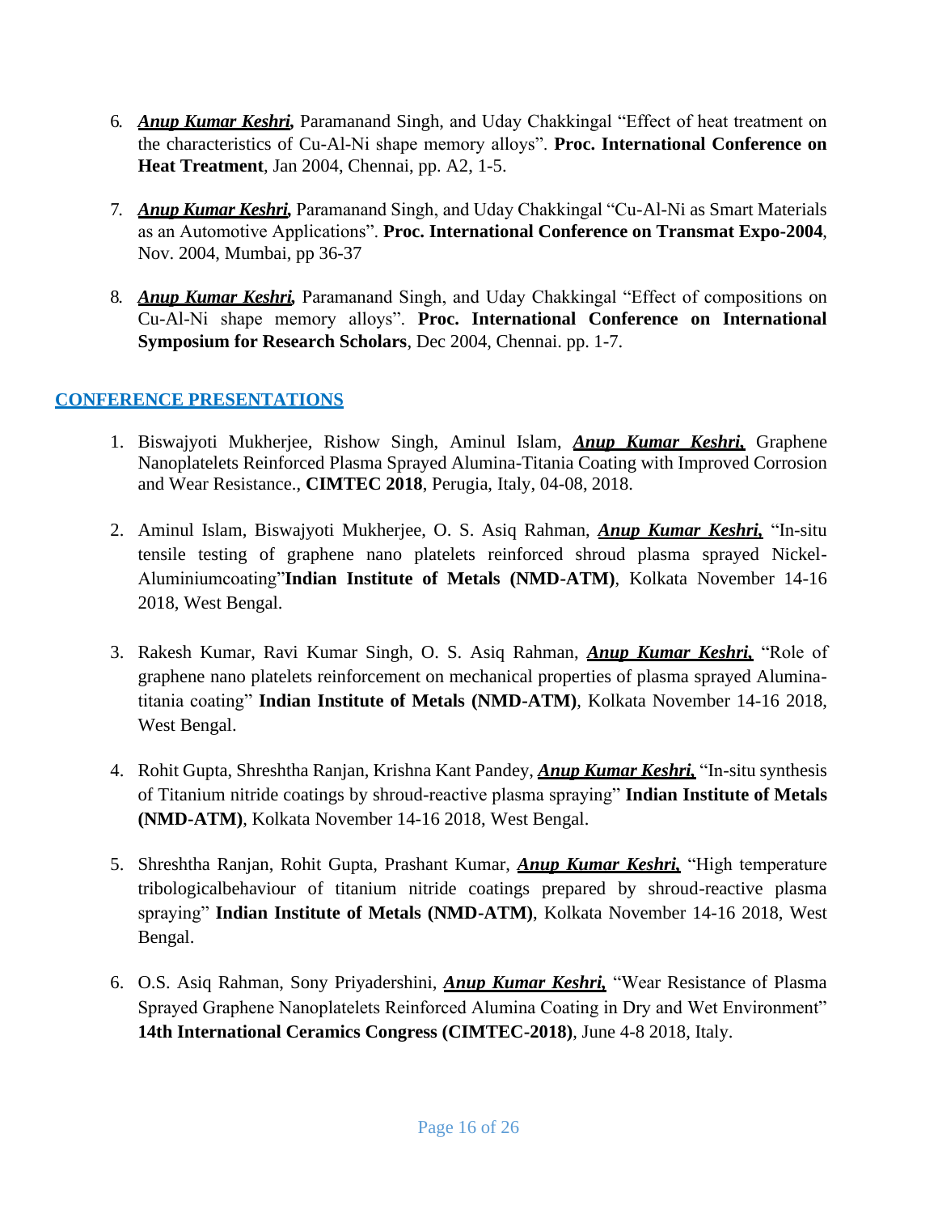6. ***Anup Kumar Keshri,*** Paramanand Singh, and Uday Chakkingal "Effect of heat treatment on the characteristics of Cu-Al-Ni shape memory alloys". **Proc. International Conference on Heat Treatment**, Jan 2004, Chennai, pp. A2, 1-5.

7. ***Anup Kumar Keshri,*** Paramanand Singh, and Uday Chakkingal "Cu-Al-Ni as Smart Materials as an Automotive Applications". **Proc. International Conference on Transmat Expo-2004**, Nov. 2004, Mumbai, pp 36-37

8. ***Anup Kumar Keshri,*** Paramanand Singh, and Uday Chakkingal "Effect of compositions on Cu-Al-Ni shape memory alloys". **Proc. International Conference on International Symposium for Research Scholars**, Dec 2004, Chennai. pp. 1-7.

## CONFERENCE PRESENTATIONS

1. Biswajyoti Mukherjee, Rishow Singh, Aminul Islam, ***Anup Kumar Keshri,*** Graphene Nanoplatelets Reinforced Plasma Sprayed Alumina-Titania Coating with Improved Corrosion and Wear Resistance., **CIMTEC 2018**, Perugia, Italy, 04-08, 2018.

2. Aminul Islam, Biswajyoti Mukherjee, O. S. Asiq Rahman, ***Anup Kumar Keshri,*** "In-situ tensile testing of graphene nano platelets reinforced shroud plasma sprayed Nickel-Aluminiumcoating"**Indian Institute of Metals (NMD-ATM)**, Kolkata November 14-16 2018, West Bengal.

3. Rakesh Kumar, Ravi Kumar Singh, O. S. Asiq Rahman, ***Anup Kumar Keshri,*** "Role of graphene nano platelets reinforcement on mechanical properties of plasma sprayed Alumina-titania coating" **Indian Institute of Metals (NMD-ATM)**, Kolkata November 14-16 2018, West Bengal.

4. Rohit Gupta, Shreshtha Ranjan, Krishna Kant Pandey, ***Anup Kumar Keshri,*** "In-situ synthesis of Titanium nitride coatings by shroud-reactive plasma spraying" **Indian Institute of Metals (NMD-ATM)**, Kolkata November 14-16 2018, West Bengal.

5. Shreshtha Ranjan, Rohit Gupta, Prashant Kumar, ***Anup Kumar Keshri,*** "High temperature tribologicalbehaviour of titanium nitride coatings prepared by shroud-reactive plasma spraying" **Indian Institute of Metals (NMD-ATM)**, Kolkata November 14-16 2018, West Bengal.

6. O.S. Asiq Rahman, Sony Priyadershini, ***Anup Kumar Keshri,*** "Wear Resistance of Plasma Sprayed Graphene Nanoplatelets Reinforced Alumina Coating in Dry and Wet Environment" **14th International Ceramics Congress (CIMTEC-2018)**, June 4-8 2018, Italy.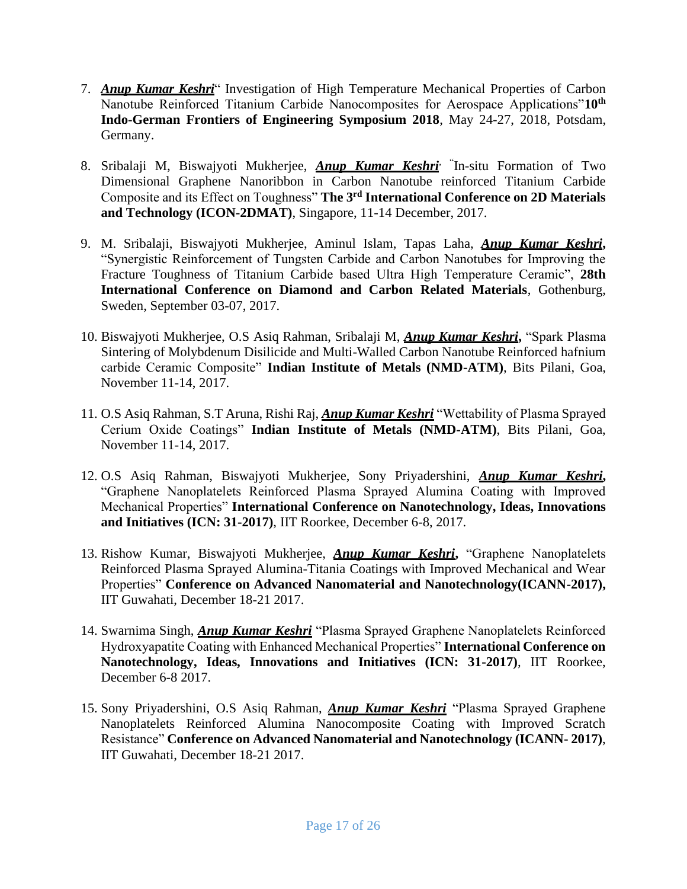7. ***Anup Kumar Keshri***" Investigation of High Temperature Mechanical Properties of Carbon Nanotube Reinforced Titanium Carbide Nanocomposites for Aerospace Applications"**10th Indo-German Frontiers of Engineering Symposium 2018**, May 24-27, 2018, Potsdam, Germany.

8. Sribalaji M, Biswajyoti Mukherjee, ***Anup Kumar Keshri***, "In-situ Formation of Two Dimensional Graphene Nanoribbon in Carbon Nanotube reinforced Titanium Carbide Composite and its Effect on Toughness" **The 3rd International Conference on 2D Materials and Technology (ICON-2DMAT)**, Singapore, 11-14 December, 2017.

9. M. Sribalaji, Biswajyoti Mukherjee, Aminul Islam, Tapas Laha, ***Anup Kumar Keshri*****,** "Synergistic Reinforcement of Tungsten Carbide and Carbon Nanotubes for Improving the Fracture Toughness of Titanium Carbide based Ultra High Temperature Ceramic", **28th International Conference on Diamond and Carbon Related Materials**, Gothenburg, Sweden, September 03-07, 2017.

10. Biswajyoti Mukherjee, O.S Asiq Rahman, Sribalaji M, ***Anup Kumar Keshri*****,** "Spark Plasma Sintering of Molybdenum Disilicide and Multi-Walled Carbon Nanotube Reinforced hafnium carbide Ceramic Composite" **Indian Institute of Metals (NMD-ATM)**, Bits Pilani, Goa, November 11-14, 2017.

11. O.S Asiq Rahman, S.T Aruna, Rishi Raj, ***Anup Kumar Keshri*** "Wettability of Plasma Sprayed Cerium Oxide Coatings" **Indian Institute of Metals (NMD-ATM)**, Bits Pilani, Goa, November 11-14, 2017.

12. O.S Asiq Rahman, Biswajyoti Mukherjee, Sony Priyadershini, ***Anup Kumar Keshri*****,** "Graphene Nanoplatelets Reinforced Plasma Sprayed Alumina Coating with Improved Mechanical Properties" **International Conference on Nanotechnology, Ideas, Innovations and Initiatives (ICN: 31-2017)**, IIT Roorkee, December 6-8, 2017.

13. Rishow Kumar, Biswajyoti Mukherjee, ***Anup Kumar Keshri*****,** "Graphene Nanoplatelets Reinforced Plasma Sprayed Alumina-Titania Coatings with Improved Mechanical and Wear Properties" **Conference on Advanced Nanomaterial and Nanotechnology(ICANN-2017),** IIT Guwahati, December 18-21 2017.

14. Swarnima Singh, ***Anup Kumar Keshri*** "Plasma Sprayed Graphene Nanoplatelets Reinforced Hydroxyapatite Coating with Enhanced Mechanical Properties" **International Conference on Nanotechnology, Ideas, Innovations and Initiatives (ICN: 31-2017)**, IIT Roorkee, December 6-8 2017.

15. Sony Priyadershini, O.S Asiq Rahman, ***Anup Kumar Keshri*** "Plasma Sprayed Graphene Nanoplatelets Reinforced Alumina Nanocomposite Coating with Improved Scratch Resistance" **Conference on Advanced Nanomaterial and Nanotechnology (ICANN- 2017)**, IIT Guwahati, December 18-21 2017.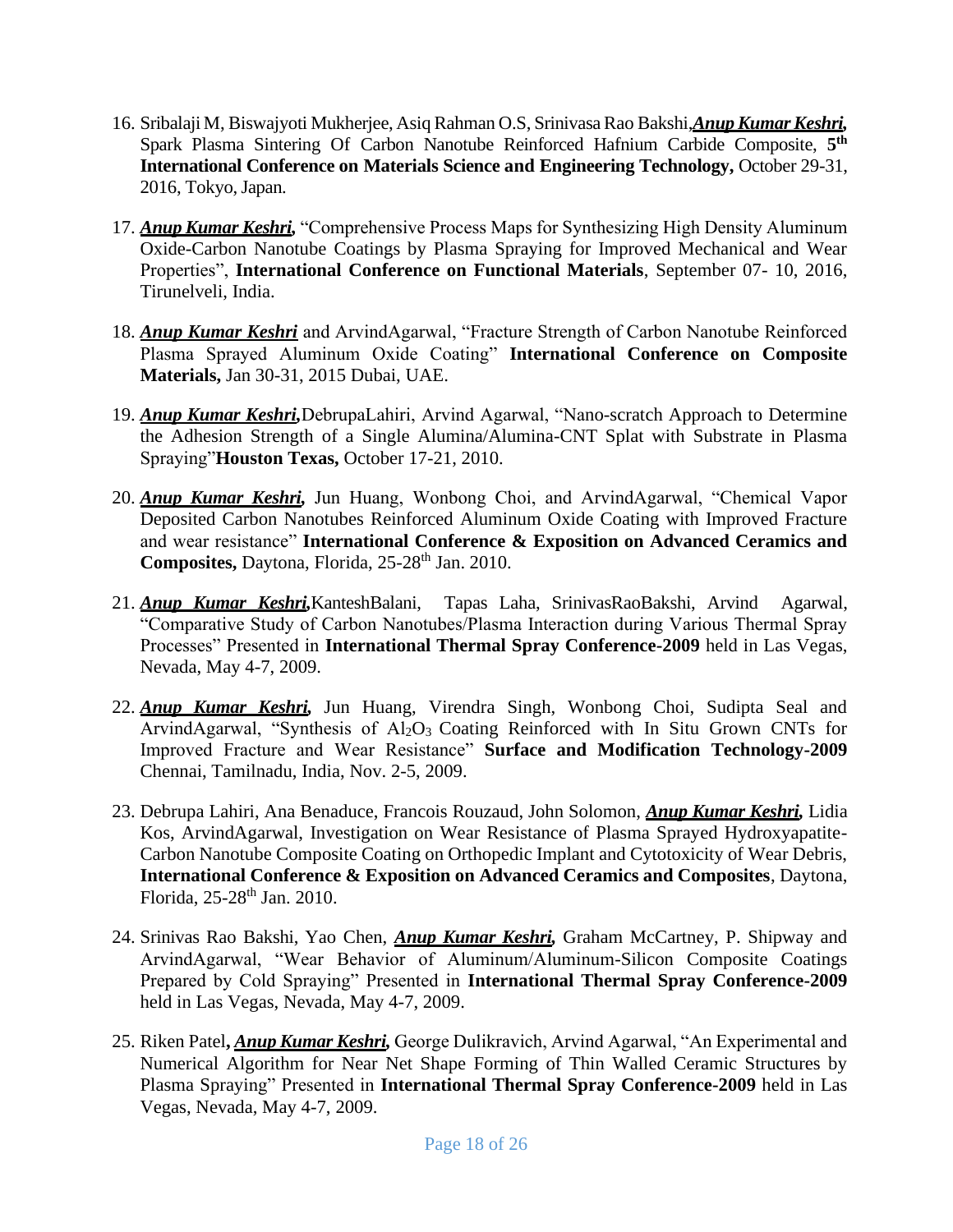16. Sribalaji M, Biswajyoti Mukherjee, Asiq Rahman O.S, Srinivasa Rao Bakshi,***Anup Kumar Keshri,*** Spark Plasma Sintering Of Carbon Nanotube Reinforced Hafnium Carbide Composite, **5th International Conference on Materials Science and Engineering Technology,** October 29-31, 2016, Tokyo, Japan.

17. ***Anup Kumar Keshri,*** "Comprehensive Process Maps for Synthesizing High Density Aluminum Oxide-Carbon Nanotube Coatings by Plasma Spraying for Improved Mechanical and Wear Properties", **International Conference on Functional Materials**, September 07- 10, 2016, Tirunelveli, India.

18. ***Anup Kumar Keshri*** and ArvindAgarwal, "Fracture Strength of Carbon Nanotube Reinforced Plasma Sprayed Aluminum Oxide Coating" **International Conference on Composite Materials,** Jan 30-31, 2015 Dubai, UAE.

19. ***Anup Kumar Keshri,***DebrupaLahiri, Arvind Agarwal, "Nano-scratch Approach to Determine the Adhesion Strength of a Single Alumina/Alumina-CNT Splat with Substrate in Plasma Spraying"**Houston Texas,** October 17-21, 2010.

20. ***Anup Kumar Keshri,*** Jun Huang, Wonbong Choi, and ArvindAgarwal, "Chemical Vapor Deposited Carbon Nanotubes Reinforced Aluminum Oxide Coating with Improved Fracture and wear resistance" **International Conference & Exposition on Advanced Ceramics and Composites,** Daytona, Florida, 25-28th Jan. 2010.

21. ***Anup Kumar Keshri,***KanteshBalani, Tapas Laha, SrinivasRaoBakshi, Arvind Agarwal, "Comparative Study of Carbon Nanotubes/Plasma Interaction during Various Thermal Spray Processes" Presented in **International Thermal Spray Conference-2009** held in Las Vegas, Nevada, May 4-7, 2009.

22. ***Anup Kumar Keshri,*** Jun Huang, Virendra Singh, Wonbong Choi, Sudipta Seal and ArvindAgarwal, "Synthesis of $Al_2O_3$ Coating Reinforced with In Situ Grown CNTs for Improved Fracture and Wear Resistance" **Surface and Modification Technology-2009** Chennai, Tamilnadu, India, Nov. 2-5, 2009.

23. Debrupa Lahiri, Ana Benaduce, Francois Rouzaud, John Solomon, ***Anup Kumar Keshri,*** Lidia Kos, ArvindAgarwal, Investigation on Wear Resistance of Plasma Sprayed Hydroxyapatite-Carbon Nanotube Composite Coating on Orthopedic Implant and Cytotoxicity of Wear Debris, **International Conference & Exposition on Advanced Ceramics and Composites**, Daytona, Florida, 25-28th Jan. 2010.

24. Srinivas Rao Bakshi, Yao Chen, ***Anup Kumar Keshri,*** Graham McCartney, P. Shipway and ArvindAgarwal, "Wear Behavior of Aluminum/Aluminum-Silicon Composite Coatings Prepared by Cold Spraying" Presented in **International Thermal Spray Conference-2009** held in Las Vegas, Nevada, May 4-7, 2009.

25. Riken Patel**,** ***Anup Kumar Keshri,*** George Dulikravich, Arvind Agarwal, "An Experimental and Numerical Algorithm for Near Net Shape Forming of Thin Walled Ceramic Structures by Plasma Spraying" Presented in **International Thermal Spray Conference-2009** held in Las Vegas, Nevada, May 4-7, 2009.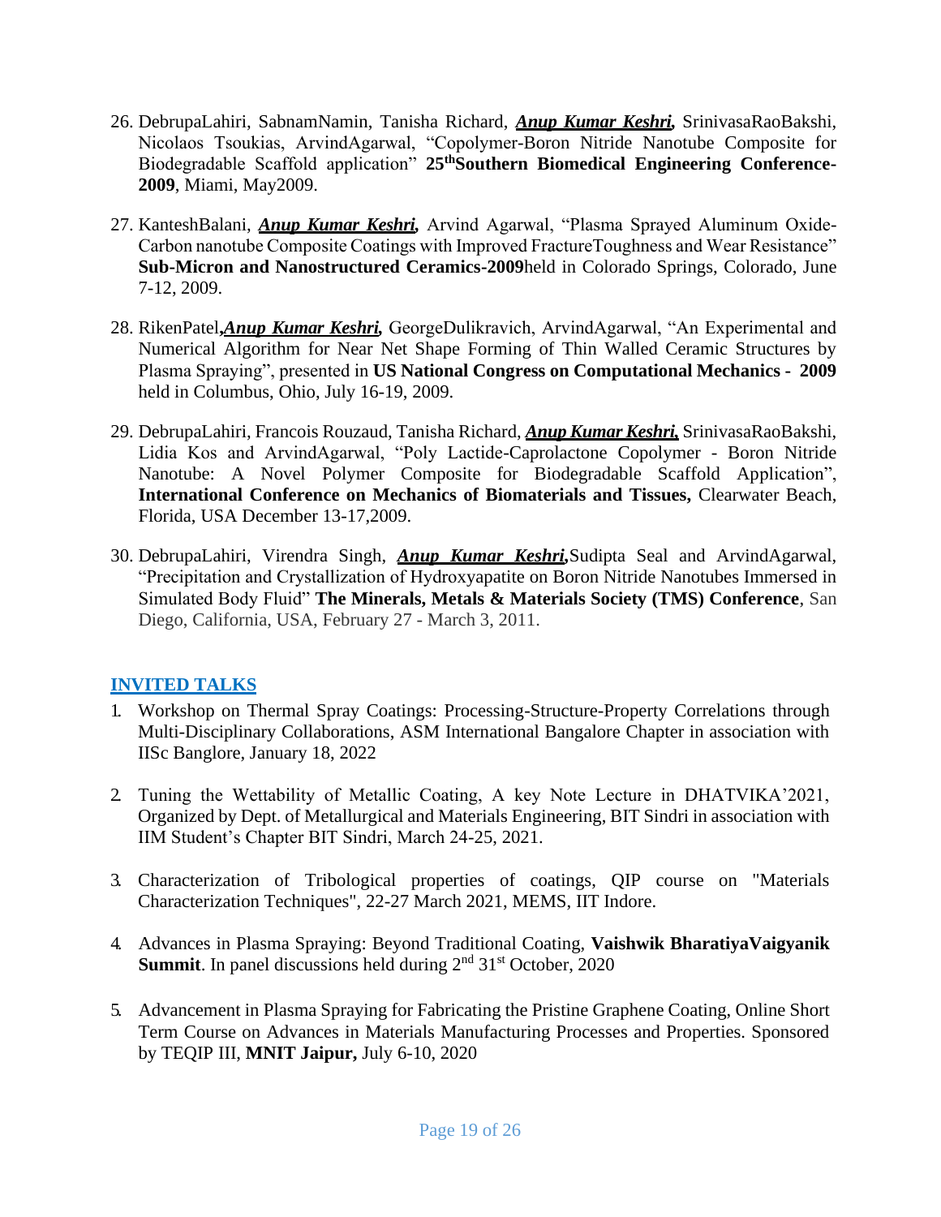26. DebrupaLahiri, SabnamNamin, Tanisha Richard, ***Anup Kumar Keshri,*** SrinivasaRaoBakshi, Nicolaos Tsoukias, ArvindAgarwal, "Copolymer-Boron Nitride Nanotube Composite for Biodegradable Scaffold application" **25th Southern Biomedical Engineering Conference-2009**, Miami, May2009.

27. KanteshBalani, ***Anup Kumar Keshri,*** Arvind Agarwal, "Plasma Sprayed Aluminum Oxide-Carbon nanotube Composite Coatings with Improved FractureToughness and Wear Resistance" **Sub-Micron and Nanostructured Ceramics-2009**held in Colorado Springs, Colorado, June 7-12, 2009.

28. RikenPatel,***Anup Kumar Keshri,*** GeorgeDulikravich, ArvindAgarwal, "An Experimental and Numerical Algorithm for Near Net Shape Forming of Thin Walled Ceramic Structures by Plasma Spraying", presented in **US National Congress on Computational Mechanics - 2009** held in Columbus, Ohio, July 16-19, 2009.

29. DebrupaLahiri, Francois Rouzaud, Tanisha Richard, ***Anup Kumar Keshri,*** SrinivasaRaoBakshi, Lidia Kos and ArvindAgarwal, "Poly Lactide-Caprolactone Copolymer - Boron Nitride Nanotube: A Novel Polymer Composite for Biodegradable Scaffold Application", **International Conference on Mechanics of Biomaterials and Tissues,** Clearwater Beach, Florida, USA December 13-17,2009.

30. DebrupaLahiri, Virendra Singh, ***Anup Kumar Keshri,***Sudipta Seal and ArvindAgarwal, "Precipitation and Crystallization of Hydroxyapatite on Boron Nitride Nanotubes Immersed in Simulated Body Fluid" **The Minerals, Metals & Materials Society (TMS) Conference**, San Diego, California, USA, February 27 - March 3, 2011.

## INVITED TALKS

1. Workshop on Thermal Spray Coatings: Processing-Structure-Property Correlations through Multi-Disciplinary Collaborations, ASM International Bangalore Chapter in association with IISc Banglore, January 18, 2022

2. Tuning the Wettability of Metallic Coating, A key Note Lecture in DHATVIKA'2021, Organized by Dept. of Metallurgical and Materials Engineering, BIT Sindri in association with IIM Student's Chapter BIT Sindri, March 24-25, 2021.

3. Characterization of Tribological properties of coatings, QIP course on "Materials Characterization Techniques", 22-27 March 2021, MEMS, IIT Indore.

4. Advances in Plasma Spraying: Beyond Traditional Coating, **Vaishwik BharatiyaVaigyanik Summit**. In panel discussions held during 2nd 31st October, 2020

5. Advancement in Plasma Spraying for Fabricating the Pristine Graphene Coating, Online Short Term Course on Advances in Materials Manufacturing Processes and Properties. Sponsored by TEQIP III, **MNIT Jaipur,** July 6-10, 2020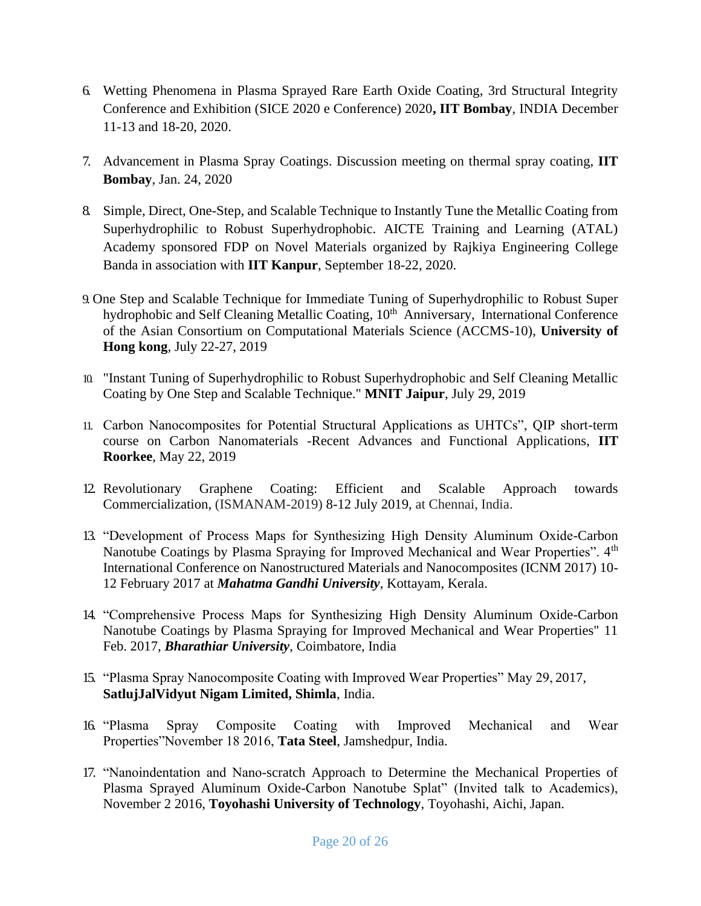6. Wetting Phenomena in Plasma Sprayed Rare Earth Oxide Coating, 3rd Structural Integrity Conference and Exhibition (SICE 2020 e Conference) 2020**, IIT Bombay**, INDIA December 11-13 and 18-20, 2020.

7. Advancement in Plasma Spray Coatings. Discussion meeting on thermal spray coating, **IIT Bombay**, Jan. 24, 2020

8. Simple, Direct, One-Step, and Scalable Technique to Instantly Tune the Metallic Coating from Superhydrophilic to Robust Superhydrophobic. AICTE Training and Learning (ATAL) Academy sponsored FDP on Novel Materials organized by Rajkiya Engineering College Banda in association with **IIT Kanpur**, September 18-22, 2020.

9. One Step and Scalable Technique for Immediate Tuning of Superhydrophilic to Robust Super hydrophobic and Self Cleaning Metallic Coating, 10th Anniversary, International Conference of the Asian Consortium on Computational Materials Science (ACCMS-10), **University of Hong kong**, July 22-27, 2019

10. "Instant Tuning of Superhydrophilic to Robust Superhydrophobic and Self Cleaning Metallic Coating by One Step and Scalable Technique." **MNIT Jaipur**, July 29, 2019

11. Carbon Nanocomposites for Potential Structural Applications as UHTCs", QIP short-term course on Carbon Nanomaterials -Recent Advances and Functional Applications, **IIT Roorkee**, May 22, 2019

12. Revolutionary Graphene Coating: Efficient and Scalable Approach towards Commercialization, (ISMANAM-2019) 8-12 July 2019, at Chennai, India.

13. "Development of Process Maps for Synthesizing High Density Aluminum Oxide-Carbon Nanotube Coatings by Plasma Spraying for Improved Mechanical and Wear Properties". 4th International Conference on Nanostructured Materials and Nanocomposites (ICNM 2017) 10-12 February 2017 at ***Mahatma Gandhi University***, Kottayam, Kerala.

14. "Comprehensive Process Maps for Synthesizing High Density Aluminum Oxide-Carbon Nanotube Coatings by Plasma Spraying for Improved Mechanical and Wear Properties" 11 Feb. 2017, ***Bharathiar University***, Coimbatore, India

15. "Plasma Spray Nanocomposite Coating with Improved Wear Properties" May 29, 2017, **SatlujJalVidyut Nigam Limited, Shimla**, India.

16. "Plasma Spray Composite Coating with Improved Mechanical and Wear Properties"November 18 2016, **Tata Steel**, Jamshedpur, India.

17. "Nanoindentation and Nano-scratch Approach to Determine the Mechanical Properties of Plasma Sprayed Aluminum Oxide-Carbon Nanotube Splat" (Invited talk to Academics), November 2 2016, **Toyohashi University of Technology**, Toyohashi, Aichi, Japan.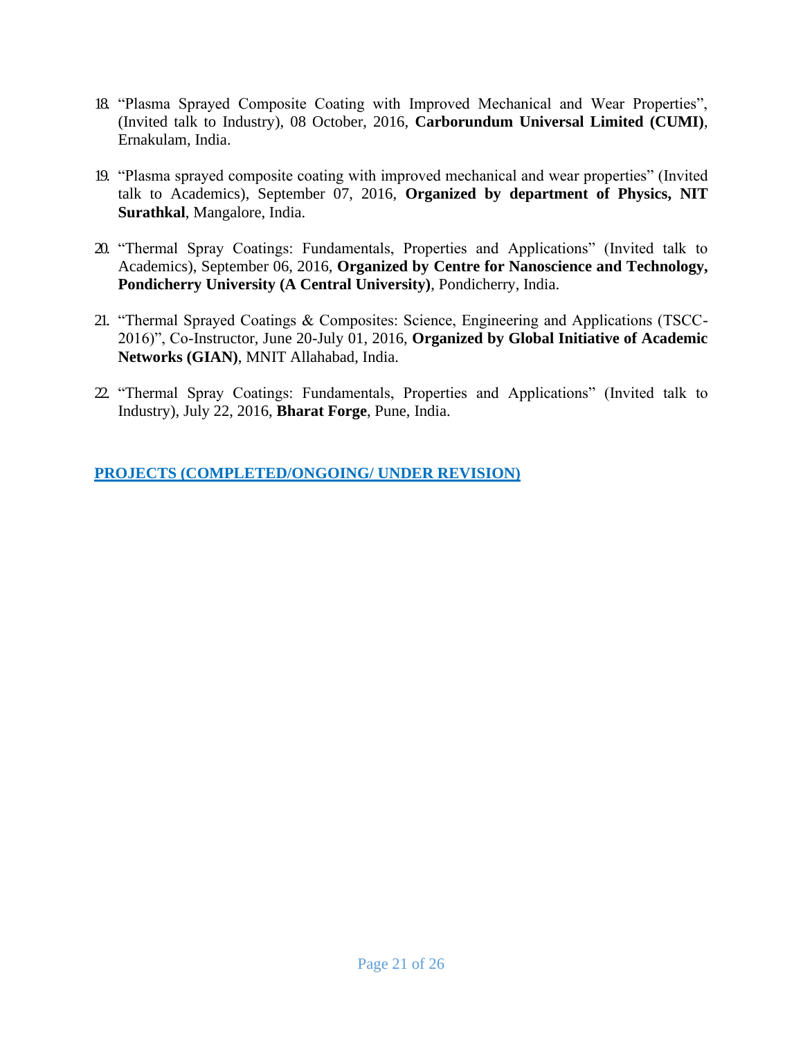18. "Plasma Sprayed Composite Coating with Improved Mechanical and Wear Properties", (Invited talk to Industry), 08 October, 2016, **Carborundum Universal Limited (CUMI)**, Ernakulam, India.

19. "Plasma sprayed composite coating with improved mechanical and wear properties" (Invited talk to Academics), September 07, 2016, **Organized by department of Physics, NIT Surathkal**, Mangalore, India.

20. "Thermal Spray Coatings: Fundamentals, Properties and Applications" (Invited talk to Academics), September 06, 2016, **Organized by Centre for Nanoscience and Technology, Pondicherry University (A Central University)**, Pondicherry, India.

21. "Thermal Sprayed Coatings & Composites: Science, Engineering and Applications (TSCC-2016)", Co-Instructor, June 20-July 01, 2016, **Organized by Global Initiative of Academic Networks (GIAN)**, MNIT Allahabad, India.

22. "Thermal Spray Coatings: Fundamentals, Properties and Applications" (Invited talk to Industry), July 22, 2016, **Bharat Forge**, Pune, India.

## PROJECTS (COMPLETED/ONGOING/ UNDER REVISION)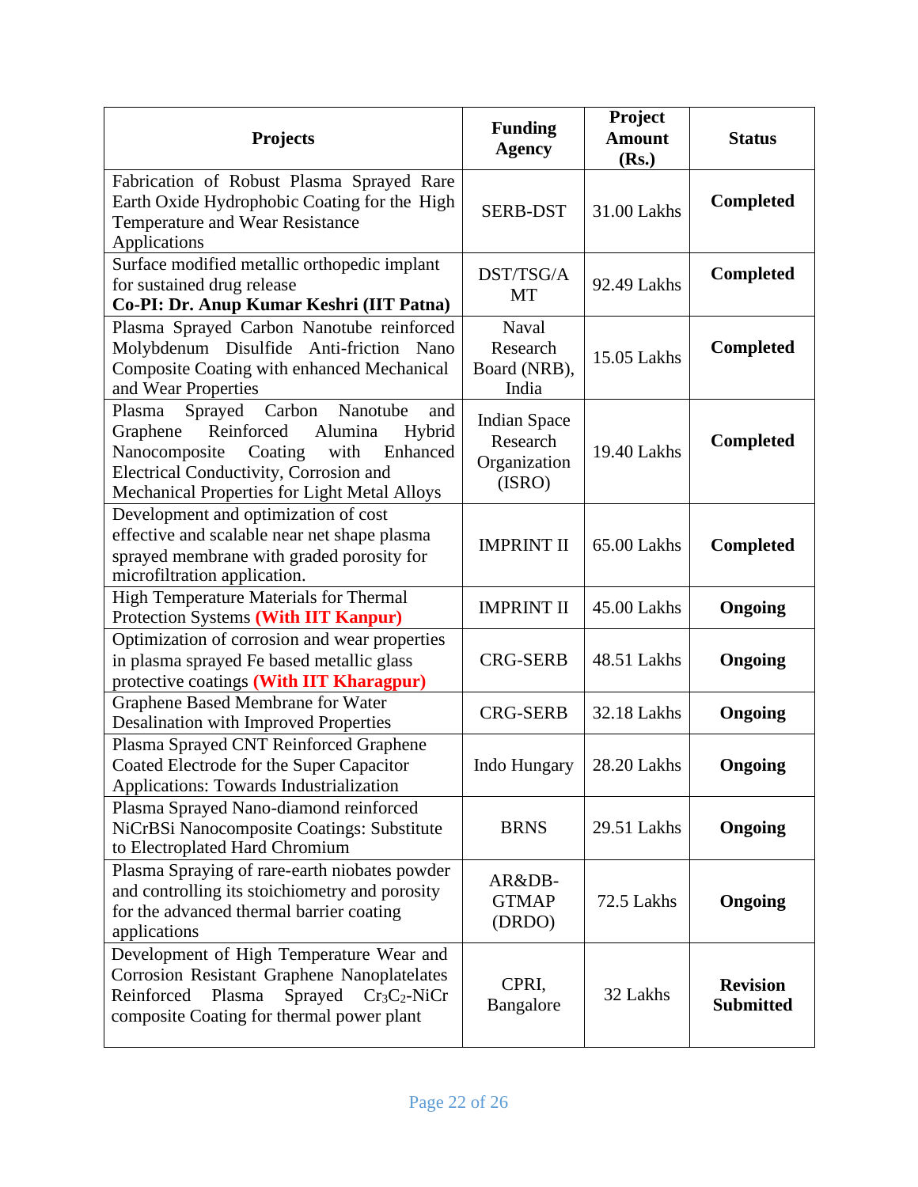| Projects | Funding Agency | Project Amount (Rs.) | Status |
| --- | --- | --- | --- |
| Fabrication of Robust Plasma Sprayed Rare Earth Oxide Hydrophobic Coating for the High Temperature and Wear Resistance Applications | SERB-DST | 31.00 Lakhs | **Completed** |
| Surface modified metallic orthopedic implant for sustained drug release **Co-PI: Dr. Anup Kumar Keshri (IIT Patna)** | DST/TSG/AMT | 92.49 Lakhs | **Completed** |
| Plasma Sprayed Carbon Nanotube reinforced Molybdenum Disulfide Anti-friction Nano Composite Coating with enhanced Mechanical and Wear Properties | Naval Research Board (NRB), India | 15.05 Lakhs | **Completed** |
| Plasma Sprayed Carbon Nanotube and Graphene Reinforced Alumina Hybrid Nanocomposite Coating with Enhanced Electrical Conductivity, Corrosion and Mechanical Properties for Light Metal Alloys | Indian Space Research Organization (ISRO) | 19.40 Lakhs | **Completed** |
| Development and optimization of cost effective and scalable near net shape plasma sprayed membrane with graded porosity for microfiltration application. | IMPRINT II | 65.00 Lakhs | **Completed** |
| High Temperature Materials for Thermal Protection Systems **(With IIT Kanpur)** | IMPRINT II | 45.00 Lakhs | **Ongoing** |
| Optimization of corrosion and wear properties in plasma sprayed Fe based metallic glass protective coatings **(With IIT Kharagpur)** | CRG-SERB | 48.51 Lakhs | **Ongoing** |
| Graphene Based Membrane for Water Desalination with Improved Properties | CRG-SERB | 32.18 Lakhs | **Ongoing** |
| Plasma Sprayed CNT Reinforced Graphene Coated Electrode for the Super Capacitor Applications: Towards Industrialization | Indo Hungary | 28.20 Lakhs | **Ongoing** |
| Plasma Sprayed Nano-diamond reinforced NiCrBSi Nanocomposite Coatings: Substitute to Electroplated Hard Chromium | BRNS | 29.51 Lakhs | **Ongoing** |
| Plasma Spraying of rare-earth niobates powder and controlling its stoichiometry and porosity for the advanced thermal barrier coating applications | AR&DB-GTMAP (DRDO) | 72.5 Lakhs | **Ongoing** |
| Development of High Temperature Wear and Corrosion Resistant Graphene Nanoplatelates Reinforced Plasma Sprayed $Cr_3C_2$-NiCr composite Coating for thermal power plant | CPRI, Bangalore | 32 Lakhs | **Revision Submitted** |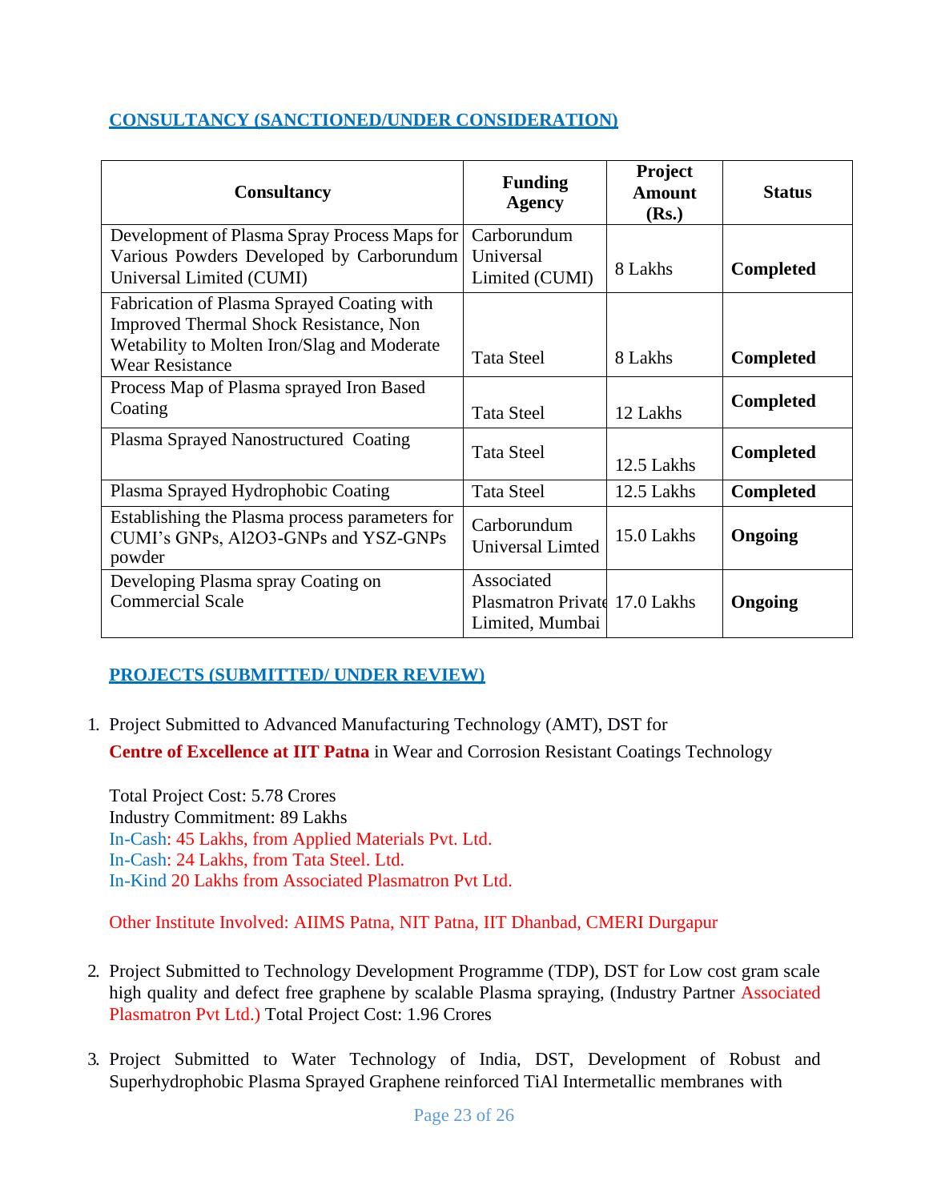## CONSULTANCY (SANCTIONED/UNDER CONSIDERATION)

| Consultancy | Funding Agency | Project Amount (Rs.) | Status |
|---|---|---|---|
| Development of Plasma Spray Process Maps for Various Powders Developed by Carborundum Universal Limited (CUMI) | Carborundum Universal Limited (CUMI) | 8 Lakhs | **Completed** |
| Fabrication of Plasma Sprayed Coating with Improved Thermal Shock Resistance, Non Wetability to Molten Iron/Slag and Moderate Wear Resistance | Tata Steel | 8 Lakhs | **Completed** |
| Process Map of Plasma sprayed Iron Based Coating | Tata Steel | 12 Lakhs | **Completed** |
| Plasma Sprayed Nanostructured Coating | Tata Steel | 12.5 Lakhs | **Completed** |
| Plasma Sprayed Hydrophobic Coating | Tata Steel | 12.5 Lakhs | **Completed** |
| Establishing the Plasma process parameters for CUMI's GNPs, Al2O3-GNPs and YSZ-GNPs powder | Carborundum Universal Limted | 15.0 Lakhs | **Ongoing** |
| Developing Plasma spray Coating on Commercial Scale | Associated Plasmatron Private Limited, Mumbai | 17.0 Lakhs | **Ongoing** |

## PROJECTS (SUBMITTED/ UNDER REVIEW)

1. Project Submitted to Advanced Manufacturing Technology (AMT), DST for **Centre of Excellence at IIT Patna** in Wear and Corrosion Resistant Coatings Technology

   Total Project Cost: 5.78 Crores
   Industry Commitment: 89 Lakhs
   In-Cash: 45 Lakhs, from Applied Materials Pvt. Ltd.
   In-Cash: 24 Lakhs, from Tata Steel. Ltd.
   In-Kind 20 Lakhs from Associated Plasmatron Pvt Ltd.

   Other Institute Involved: AIIMS Patna, NIT Patna, IIT Dhanbad, CMERI Durgapur

2. Project Submitted to Technology Development Programme (TDP), DST for Low cost gram scale high quality and defect free graphene by scalable Plasma spraying, (Industry Partner Associated Plasmatron Pvt Ltd.) Total Project Cost: 1.96 Crores

3. Project Submitted to Water Technology of India, DST, Development of Robust and Superhydrophobic Plasma Sprayed Graphene reinforced TiAl Intermetallic membranes with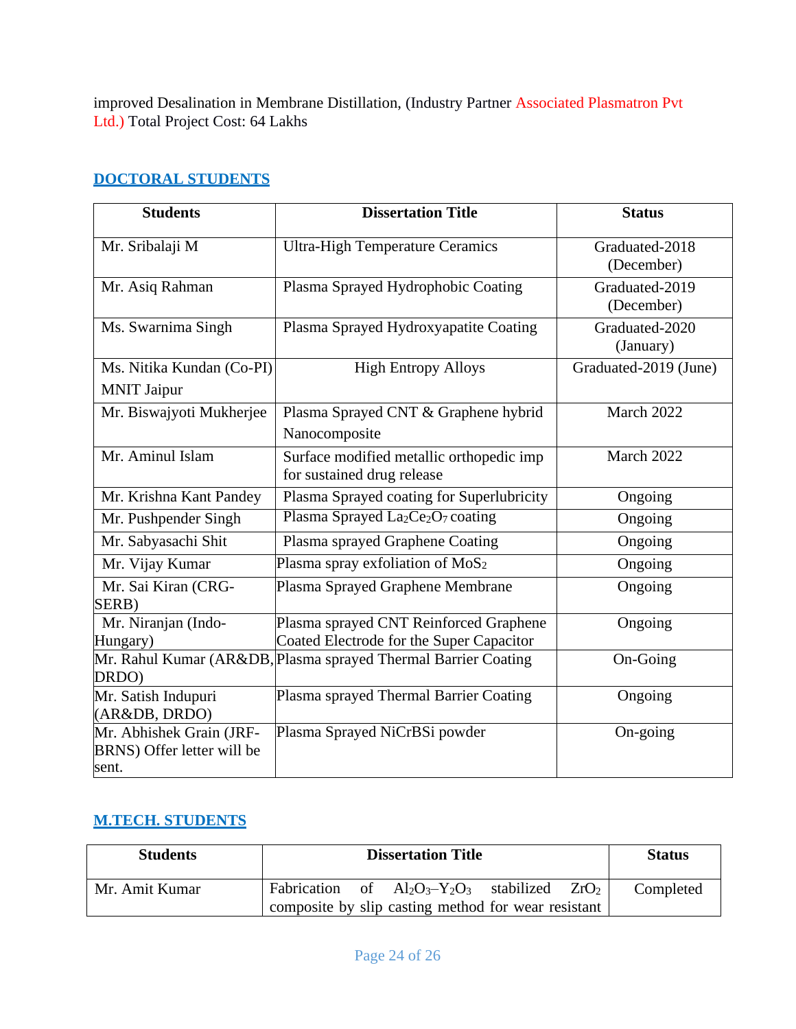improved Desalination in Membrane Distillation, (Industry Partner Associated Plasmatron Pvt Ltd.) Total Project Cost: 64 Lakhs

## DOCTORAL STUDENTS

| Students | Dissertation Title | Status |
|---|---|---|
| Mr. Sribalaji M | Ultra-High Temperature Ceramics | Graduated-2018 (December) |
| Mr. Asiq Rahman | Plasma Sprayed Hydrophobic Coating | Graduated-2019 (December) |
| Ms. Swarnima Singh | Plasma Sprayed Hydroxyapatite Coating | Graduated-2020 (January) |
| Ms. Nitika Kundan (Co-PI) MNIT Jaipur | High Entropy Alloys | Graduated-2019 (June) |
| Mr. Biswajyoti Mukherjee | Plasma Sprayed CNT & Graphene hybrid Nanocomposite | March 2022 |
| Mr. Aminul Islam | Surface modified metallic orthopedic imp for sustained drug release | March 2022 |
| Mr. Krishna Kant Pandey | Plasma Sprayed coating for Superlubricity | Ongoing |
| Mr. Pushpender Singh | Plasma Sprayed $La_2Ce_2O_7$ coating | Ongoing |
| Mr. Sabyasachi Shit | Plasma sprayed Graphene Coating | Ongoing |
| Mr. Vijay Kumar | Plasma spray exfoliation of $MoS_2$ | Ongoing |
| Mr. Sai Kiran (CRG-SERB) | Plasma Sprayed Graphene Membrane | Ongoing |
| Mr. Niranjan (Indo-Hungary) | Plasma sprayed CNT Reinforced Graphene Coated Electrode for the Super Capacitor | Ongoing |
| Mr. Rahul Kumar (AR&DB, DRDO) | Plasma sprayed Thermal Barrier Coating | On-Going |
| Mr. Satish Indupuri (AR&DB, DRDO) | Plasma sprayed Thermal Barrier Coating | Ongoing |
| Mr. Abhishek Grain (JRF-BRNS) Offer letter will be sent. | Plasma Sprayed NiCrBSi powder | On-going |

## M.TECH. STUDENTS

| Students | Dissertation Title | Status |
|---|---|---|
| Mr. Amit Kumar | Fabrication of $Al_2O_3$–$Y_2O_3$ stabilized $ZrO_2$ composite by slip casting method for wear resistant | Completed |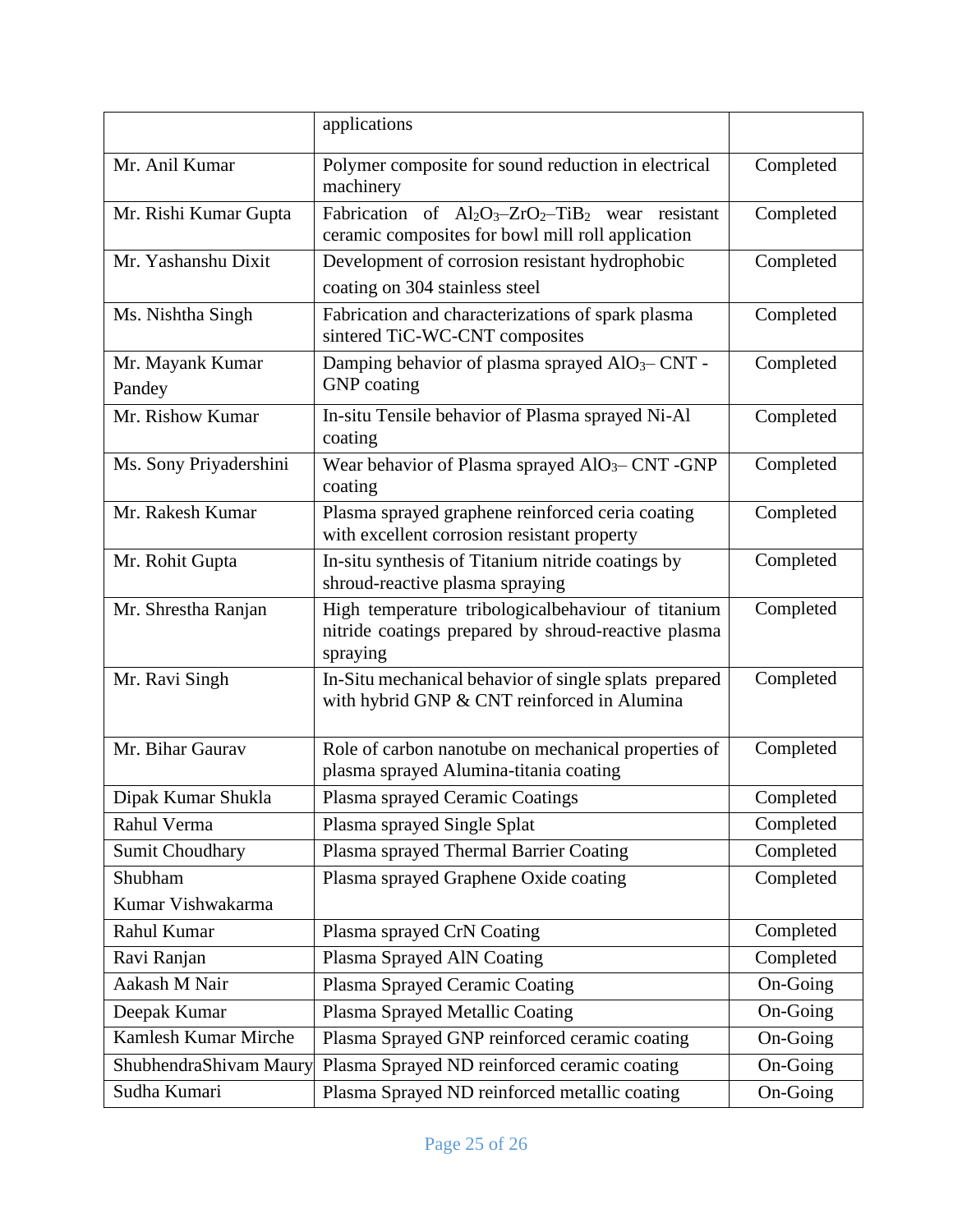| | | |
|---|---|---|
| | applications | |
| Mr. Anil Kumar | Polymer composite for sound reduction in electrical machinery | Completed |
| Mr. Rishi Kumar Gupta | Fabrication of $Al_2O_3$–$ZrO_2$–$TiB_2$ wear resistant ceramic composites for bowl mill roll application | Completed |
| Mr. Yashanshu Dixit | Development of corrosion resistant hydrophobic coating on 304 stainless steel | Completed |
| Ms. Nishtha Singh | Fabrication and characterizations of spark plasma sintered TiC-WC-CNT composites | Completed |
| Mr. Mayank Kumar Pandey | Damping behavior of plasma sprayed $AlO_3$– CNT - GNP coating | Completed |
| Mr. Rishow Kumar | In-situ Tensile behavior of Plasma sprayed Ni-Al coating | Completed |
| Ms. Sony Priyadershini | Wear behavior of Plasma sprayed $AlO_3$– CNT -GNP coating | Completed |
| Mr. Rakesh Kumar | Plasma sprayed graphene reinforced ceria coating with excellent corrosion resistant property | Completed |
| Mr. Rohit Gupta | In-situ synthesis of Titanium nitride coatings by shroud-reactive plasma spraying | Completed |
| Mr. Shrestha Ranjan | High temperature tribologicalbehaviour of titanium nitride coatings prepared by shroud-reactive plasma spraying | Completed |
| Mr. Ravi Singh | In-Situ mechanical behavior of single splats prepared with hybrid GNP & CNT reinforced in Alumina | Completed |
| Mr. Bihar Gaurav | Role of carbon nanotube on mechanical properties of plasma sprayed Alumina-titania coating | Completed |
| Dipak Kumar Shukla | Plasma sprayed Ceramic Coatings | Completed |
| Rahul Verma | Plasma sprayed Single Splat | Completed |
| Sumit Choudhary | Plasma sprayed Thermal Barrier Coating | Completed |
| Shubham Kumar Vishwakarma | Plasma sprayed Graphene Oxide coating | Completed |
| Rahul Kumar | Plasma sprayed CrN Coating | Completed |
| Ravi Ranjan | Plasma Sprayed AlN Coating | Completed |
| Aakash M Nair | Plasma Sprayed Ceramic Coating | On-Going |
| Deepak Kumar | Plasma Sprayed Metallic Coating | On-Going |
| Kamlesh Kumar Mirche | Plasma Sprayed GNP reinforced ceramic coating | On-Going |
| ShubhendraShivam Maury | Plasma Sprayed ND reinforced ceramic coating | On-Going |
| Sudha Kumari | Plasma Sprayed ND reinforced metallic coating | On-Going |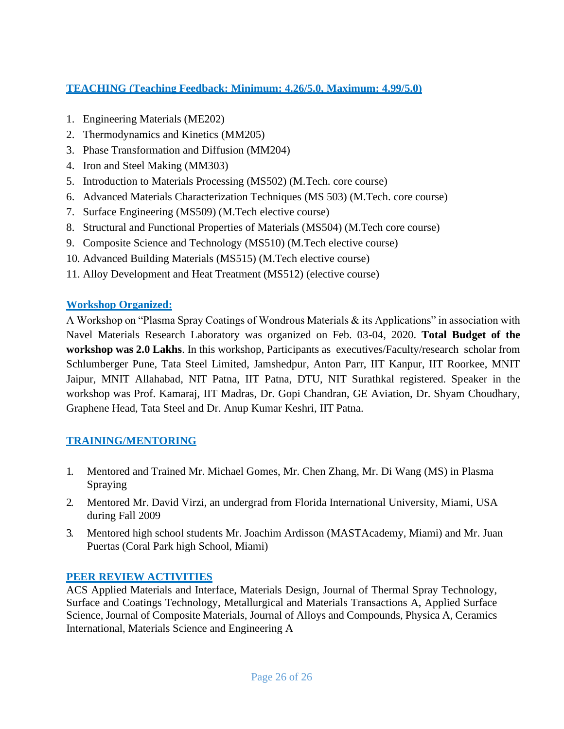## TEACHING (Teaching Feedback: Minimum: 4.26/5.0, Maximum: 4.99/5.0)

1. Engineering Materials (ME202)
2. Thermodynamics and Kinetics (MM205)
3. Phase Transformation and Diffusion (MM204)
4. Iron and Steel Making (MM303)
5. Introduction to Materials Processing (MS502) (M.Tech. core course)
6. Advanced Materials Characterization Techniques (MS 503) (M.Tech. core course)
7. Surface Engineering (MS509) (M.Tech elective course)
8. Structural and Functional Properties of Materials (MS504) (M.Tech core course)
9. Composite Science and Technology (MS510) (M.Tech elective course)
10. Advanced Building Materials (MS515) (M.Tech elective course)
11. Alloy Development and Heat Treatment (MS512) (elective course)

## Workshop Organized:

A Workshop on "Plasma Spray Coatings of Wondrous Materials & its Applications" in association with Navel Materials Research Laboratory was organized on Feb. 03-04, 2020. **Total Budget of the workshop was 2.0 Lakhs**. In this workshop, Participants as executives/Faculty/research scholar from Schlumberger Pune, Tata Steel Limited, Jamshedpur, Anton Parr, IIT Kanpur, IIT Roorkee, MNIT Jaipur, MNIT Allahabad, NIT Patna, IIT Patna, DTU, NIT Surathkal registered. Speaker in the workshop was Prof. Kamaraj, IIT Madras, Dr. Gopi Chandran, GE Aviation, Dr. Shyam Choudhary, Graphene Head, Tata Steel and Dr. Anup Kumar Keshri, IIT Patna.

## TRAINING/MENTORING

1. Mentored and Trained Mr. Michael Gomes, Mr. Chen Zhang, Mr. Di Wang (MS) in Plasma Spraying
2. Mentored Mr. David Virzi, an undergrad from Florida International University, Miami, USA during Fall 2009
3. Mentored high school students Mr. Joachim Ardisson (MASTAcademy, Miami) and Mr. Juan Puertas (Coral Park high School, Miami)

## PEER REVIEW ACTIVITIES

ACS Applied Materials and Interface, Materials Design, Journal of Thermal Spray Technology, Surface and Coatings Technology, Metallurgical and Materials Transactions A, Applied Surface Science, Journal of Composite Materials, Journal of Alloys and Compounds, Physica A, Ceramics International, Materials Science and Engineering A